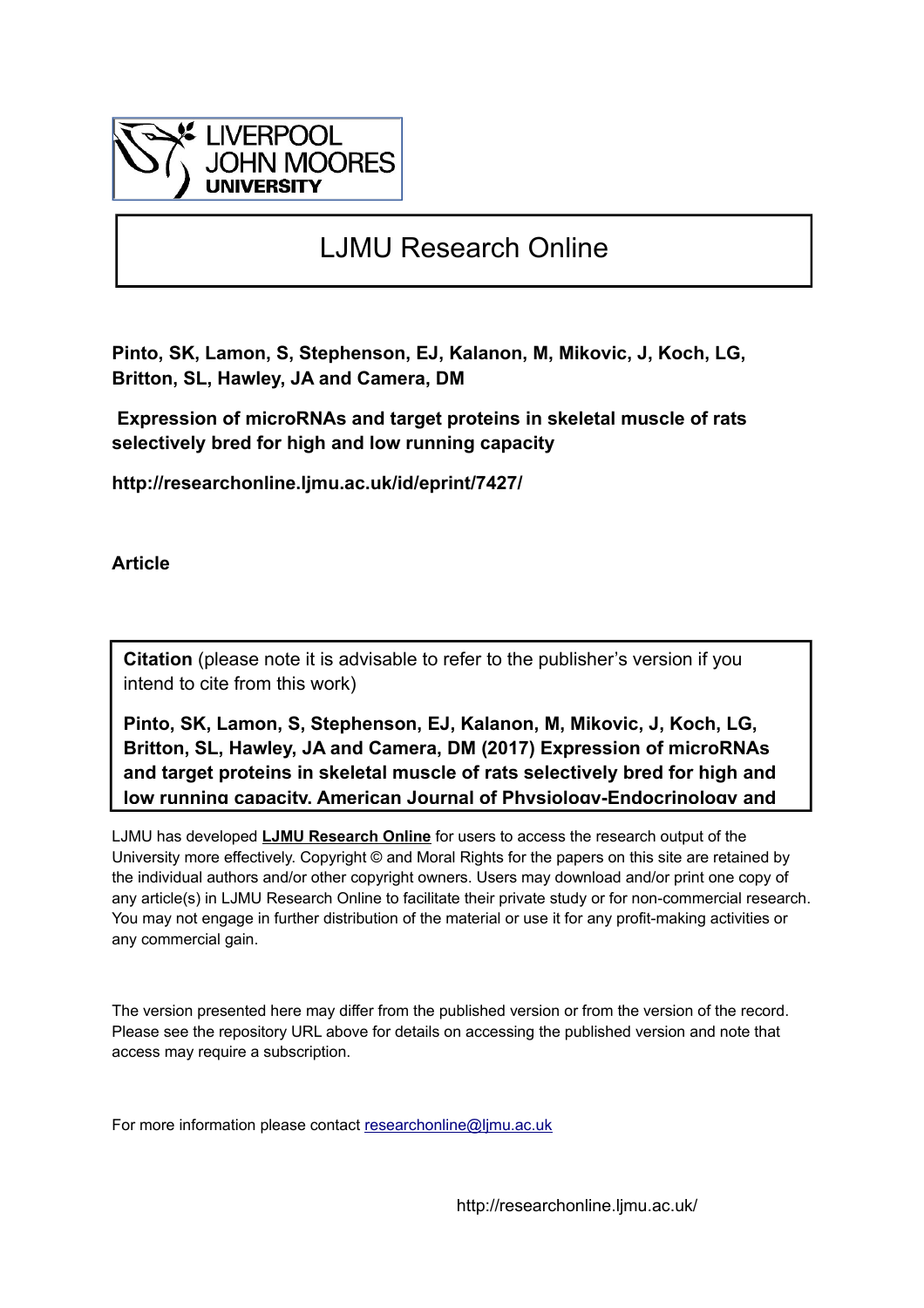LIVERPOOL JOHN MOORES UNIVERSITY

# LJMU Research Online

**Pinto, SK, Lamon, S, Stephenson, EJ, Kalanon, M, Mikovic, J, Koch, LG, Britton, SL, Hawley, JA and Camera, DM**

**Expression of microRNAs and target proteins in skeletal muscle of rats selectively bred for high and low running capacity**

**http://researchonline.ljmu.ac.uk/id/eprint/7427/**

**Article**

**Citation** (please note it is advisable to refer to the publisher's version if you intend to cite from this work)

**Pinto, SK, Lamon, S, Stephenson, EJ, Kalanon, M, Mikovic, J, Koch, LG, Britton, SL, Hawley, JA and Camera, DM (2017) Expression of microRNAs and target proteins in skeletal muscle of rats selectively bred for high and low running capacity. American Journal of Physiology-Endocrinology and**

LJMU has developed **LJMU Research Online** for users to access the research output of the University more effectively. Copyright © and Moral Rights for the papers on this site are retained by the individual authors and/or other copyright owners. Users may download and/or print one copy of any article(s) in LJMU Research Online to facilitate their private study or for non-commercial research. You may not engage in further distribution of the material or use it for any profit-making activities or any commercial gain.

The version presented here may differ from the published version or from the version of the record. Please see the repository URL above for details on accessing the published version and note that access may require a subscription.

For more information please contact researchonline@ljmu.ac.uk

http://researchonline.ljmu.ac.uk/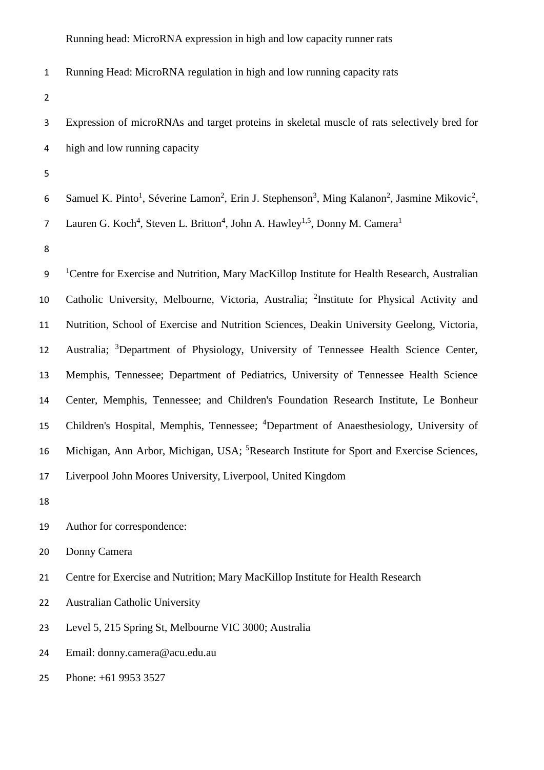Running Head: MicroRNA regulation in high and low running capacity rats

# Expression of microRNAs and target proteins in skeletal muscle of rats selectively bred for high and low running capacity

Samuel K. Pinto[1], Séverine Lamon[2], Erin J. Stephenson[3], Ming Kalanon[2], Jasmine Mikovic[2], Lauren G. Koch[4], Steven L. Britton[4], John A. Hawley[1,5], Donny M. Camera[1]

[1]Centre for Exercise and Nutrition, Mary MacKillop Institute for Health Research, Australian Catholic University, Melbourne, Victoria, Australia; [2]Institute for Physical Activity and Nutrition, School of Exercise and Nutrition Sciences, Deakin University Geelong, Victoria, Australia; [3]Department of Physiology, University of Tennessee Health Science Center, Memphis, Tennessee; Department of Pediatrics, University of Tennessee Health Science Center, Memphis, Tennessee; and Children's Foundation Research Institute, Le Bonheur Children's Hospital, Memphis, Tennessee; [4]Department of Anaesthesiology, University of Michigan, Ann Arbor, Michigan, USA; [5]Research Institute for Sport and Exercise Sciences, Liverpool John Moores University, Liverpool, United Kingdom

Author for correspondence:

Donny Camera

Centre for Exercise and Nutrition; Mary MacKillop Institute for Health Research

Australian Catholic University

Level 5, 215 Spring St, Melbourne VIC 3000; Australia

Email: donny.camera@acu.edu.au

Phone: +61 9953 3527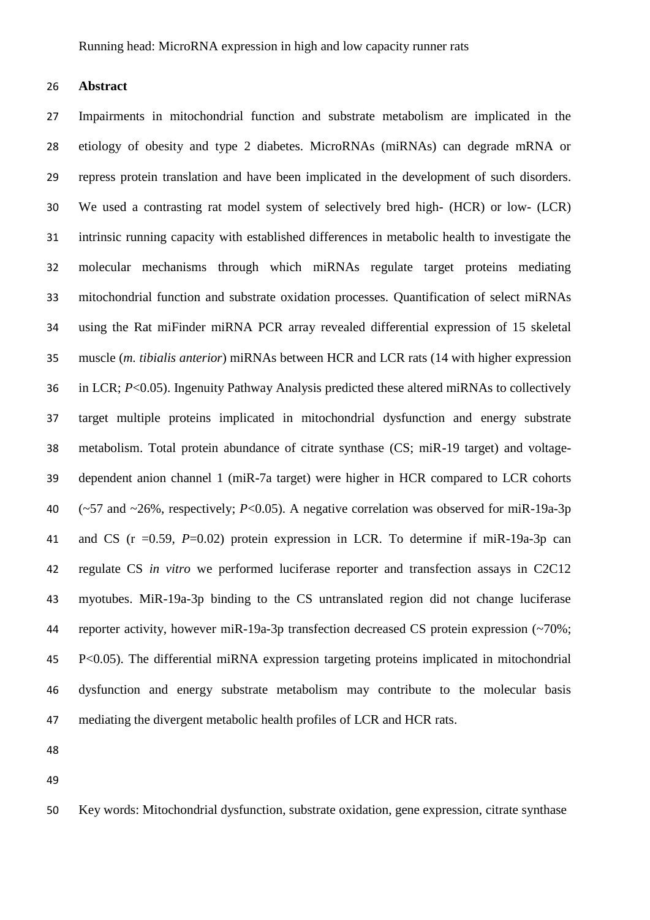## Abstract

Impairments in mitochondrial function and substrate metabolism are implicated in the etiology of obesity and type 2 diabetes. MicroRNAs (miRNAs) can degrade mRNA or repress protein translation and have been implicated in the development of such disorders. We used a contrasting rat model system of selectively bred high- (HCR) or low- (LCR) intrinsic running capacity with established differences in metabolic health to investigate the molecular mechanisms through which miRNAs regulate target proteins mediating mitochondrial function and substrate oxidation processes. Quantification of select miRNAs using the Rat miFinder miRNA PCR array revealed differential expression of 15 skeletal muscle (*m. tibialis anterior*) miRNAs between HCR and LCR rats (14 with higher expression in LCR; $P<0.05$). Ingenuity Pathway Analysis predicted these altered miRNAs to collectively target multiple proteins implicated in mitochondrial dysfunction and energy substrate metabolism. Total protein abundance of citrate synthase (CS; miR-19 target) and voltage-dependent anion channel 1 (miR-7a target) were higher in HCR compared to LCR cohorts (~57 and ~26%, respectively; $P<0.05$). A negative correlation was observed for miR-19a-3p and CS ($r = 0.59$, $P=0.02$) protein expression in LCR. To determine if miR-19a-3p can regulate CS *in vitro* we performed luciferase reporter and transfection assays in C2C12 myotubes. MiR-19a-3p binding to the CS untranslated region did not change luciferase reporter activity, however miR-19a-3p transfection decreased CS protein expression (~70%; P<0.05). The differential miRNA expression targeting proteins implicated in mitochondrial dysfunction and energy substrate metabolism may contribute to the molecular basis mediating the divergent metabolic health profiles of LCR and HCR rats.

Key words: Mitochondrial dysfunction, substrate oxidation, gene expression, citrate synthase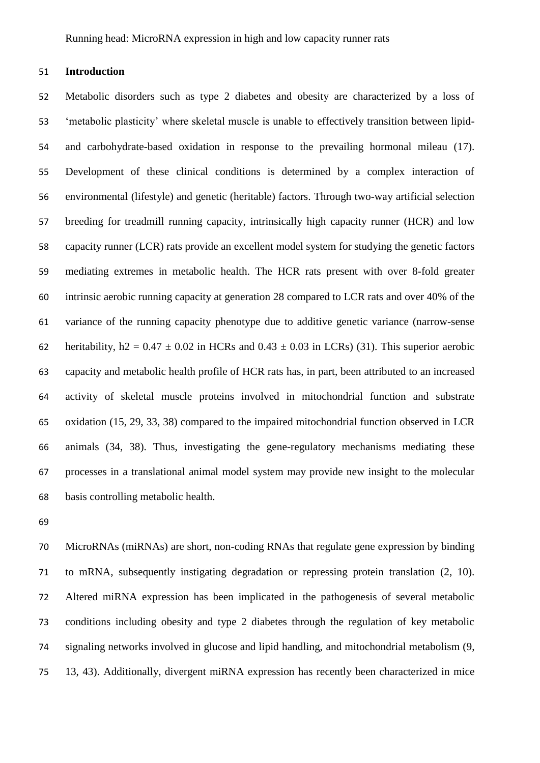## Introduction

Metabolic disorders such as type 2 diabetes and obesity are characterized by a loss of 'metabolic plasticity' where skeletal muscle is unable to effectively transition between lipid- and carbohydrate-based oxidation in response to the prevailing hormonal mileau (17). Development of these clinical conditions is determined by a complex interaction of environmental (lifestyle) and genetic (heritable) factors. Through two-way artificial selection breeding for treadmill running capacity, intrinsically high capacity runner (HCR) and low capacity runner (LCR) rats provide an excellent model system for studying the genetic factors mediating extremes in metabolic health. The HCR rats present with over 8-fold greater intrinsic aerobic running capacity at generation 28 compared to LCR rats and over 40% of the variance of the running capacity phenotype due to additive genetic variance (narrow-sense heritability, $h2 = 0.47 \pm 0.02$ in HCRs and $0.43 \pm 0.03$ in LCRs) (31). This superior aerobic capacity and metabolic health profile of HCR rats has, in part, been attributed to an increased activity of skeletal muscle proteins involved in mitochondrial function and substrate oxidation (15, 29, 33, 38) compared to the impaired mitochondrial function observed in LCR animals (34, 38). Thus, investigating the gene-regulatory mechanisms mediating these processes in a translational animal model system may provide new insight to the molecular basis controlling metabolic health.

MicroRNAs (miRNAs) are short, non-coding RNAs that regulate gene expression by binding to mRNA, subsequently instigating degradation or repressing protein translation (2, 10). Altered miRNA expression has been implicated in the pathogenesis of several metabolic conditions including obesity and type 2 diabetes through the regulation of key metabolic signaling networks involved in glucose and lipid handling, and mitochondrial metabolism (9, 13, 43). Additionally, divergent miRNA expression has recently been characterized in mice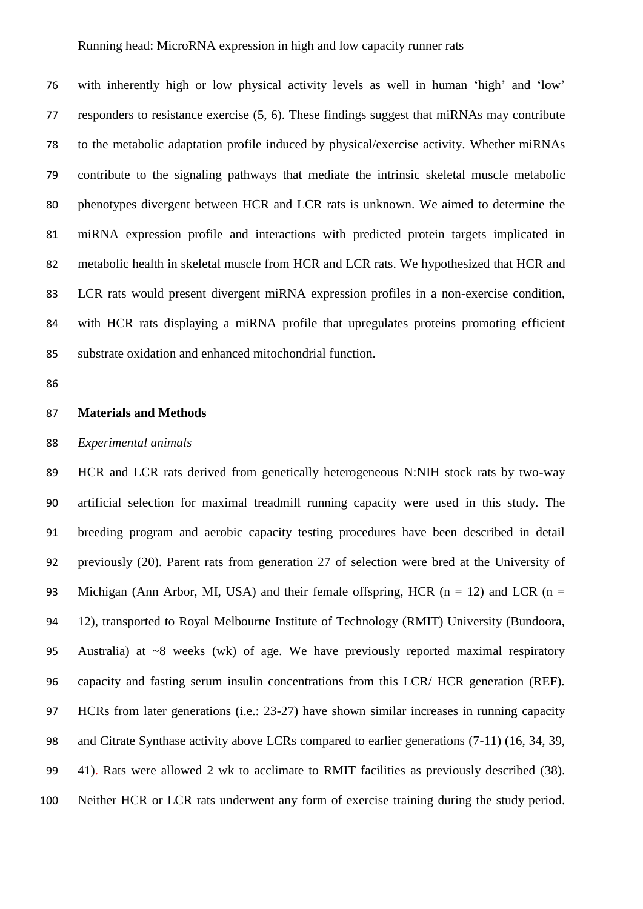with inherently high or low physical activity levels as well in human 'high' and 'low' responders to resistance exercise (5, 6). These findings suggest that miRNAs may contribute to the metabolic adaptation profile induced by physical/exercise activity. Whether miRNAs contribute to the signaling pathways that mediate the intrinsic skeletal muscle metabolic phenotypes divergent between HCR and LCR rats is unknown. We aimed to determine the miRNA expression profile and interactions with predicted protein targets implicated in metabolic health in skeletal muscle from HCR and LCR rats. We hypothesized that HCR and LCR rats would present divergent miRNA expression profiles in a non-exercise condition, with HCR rats displaying a miRNA profile that upregulates proteins promoting efficient substrate oxidation and enhanced mitochondrial function.

## Materials and Methods

### *Experimental animals*

HCR and LCR rats derived from genetically heterogeneous N:NIH stock rats by two-way artificial selection for maximal treadmill running capacity were used in this study. The breeding program and aerobic capacity testing procedures have been described in detail previously (20). Parent rats from generation 27 of selection were bred at the University of Michigan (Ann Arbor, MI, USA) and their female offspring, HCR (n = 12) and LCR (n = 12), transported to Royal Melbourne Institute of Technology (RMIT) University (Bundoora, Australia) at ~8 weeks (wk) of age. We have previously reported maximal respiratory capacity and fasting serum insulin concentrations from this LCR/ HCR generation (REF). HCRs from later generations (i.e.: 23-27) have shown similar increases in running capacity and Citrate Synthase activity above LCRs compared to earlier generations (7-11) (16, 34, 39, 41). Rats were allowed 2 wk to acclimate to RMIT facilities as previously described (38). Neither HCR or LCR rats underwent any form of exercise training during the study period.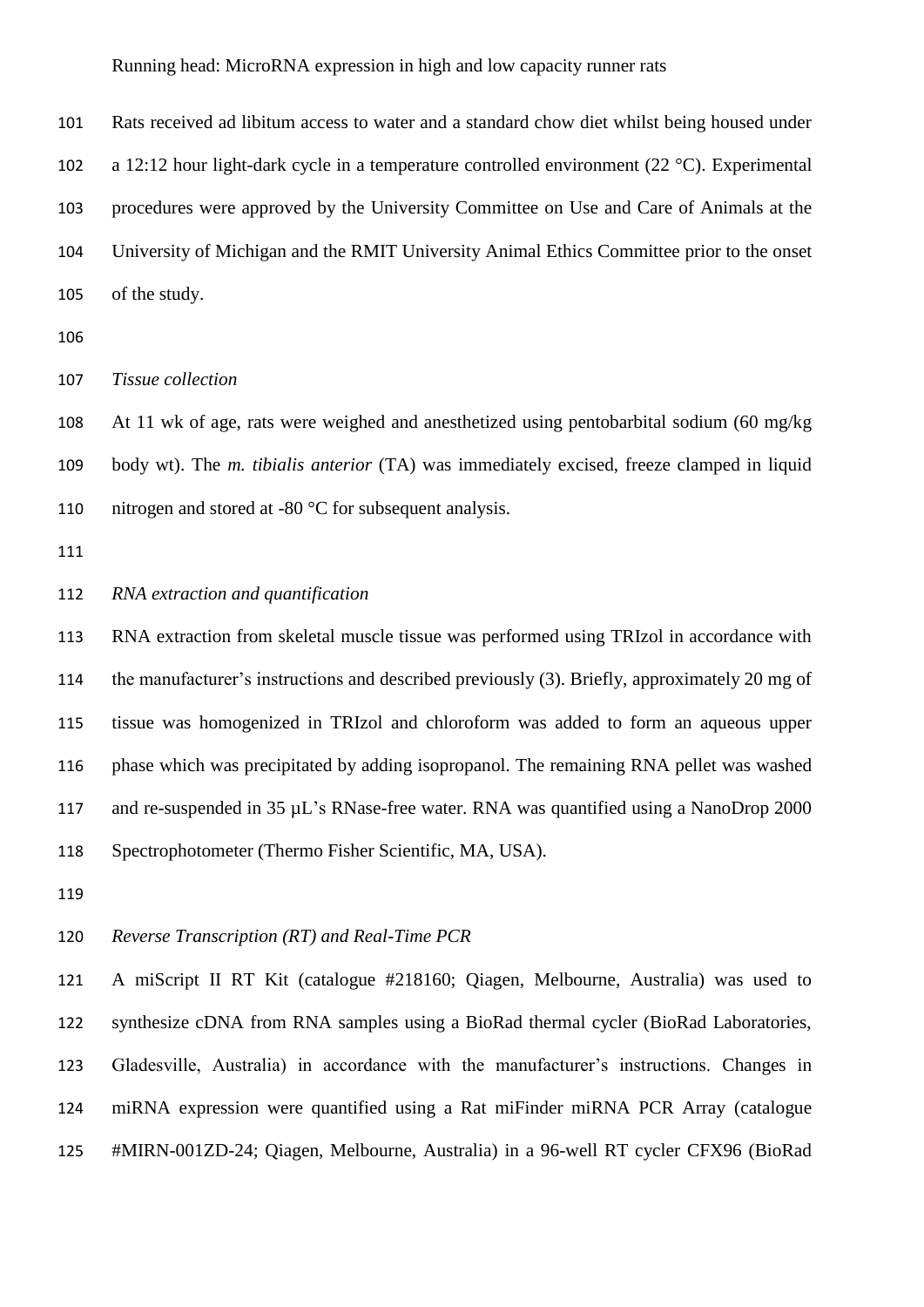Rats received ad libitum access to water and a standard chow diet whilst being housed under a 12:12 hour light-dark cycle in a temperature controlled environment (22 °C). Experimental procedures were approved by the University Committee on Use and Care of Animals at the University of Michigan and the RMIT University Animal Ethics Committee prior to the onset of the study.

*Tissue collection*

At 11 wk of age, rats were weighed and anesthetized using pentobarbital sodium (60 mg/kg body wt). The *m. tibialis anterior* (TA) was immediately excised, freeze clamped in liquid nitrogen and stored at -80 °C for subsequent analysis.

*RNA extraction and quantification*

RNA extraction from skeletal muscle tissue was performed using TRIzol in accordance with the manufacturer's instructions and described previously (3). Briefly, approximately 20 mg of tissue was homogenized in TRIzol and chloroform was added to form an aqueous upper phase which was precipitated by adding isopropanol. The remaining RNA pellet was washed and re-suspended in 35 µL's RNase-free water. RNA was quantified using a NanoDrop 2000 Spectrophotometer (Thermo Fisher Scientific, MA, USA).

*Reverse Transcription (RT) and Real-Time PCR*

A miScript II RT Kit (catalogue #218160; Qiagen, Melbourne, Australia) was used to synthesize cDNA from RNA samples using a BioRad thermal cycler (BioRad Laboratories, Gladesville, Australia) in accordance with the manufacturer's instructions. Changes in miRNA expression were quantified using a Rat miFinder miRNA PCR Array (catalogue #MIRN-001ZD-24; Qiagen, Melbourne, Australia) in a 96-well RT cycler CFX96 (BioRad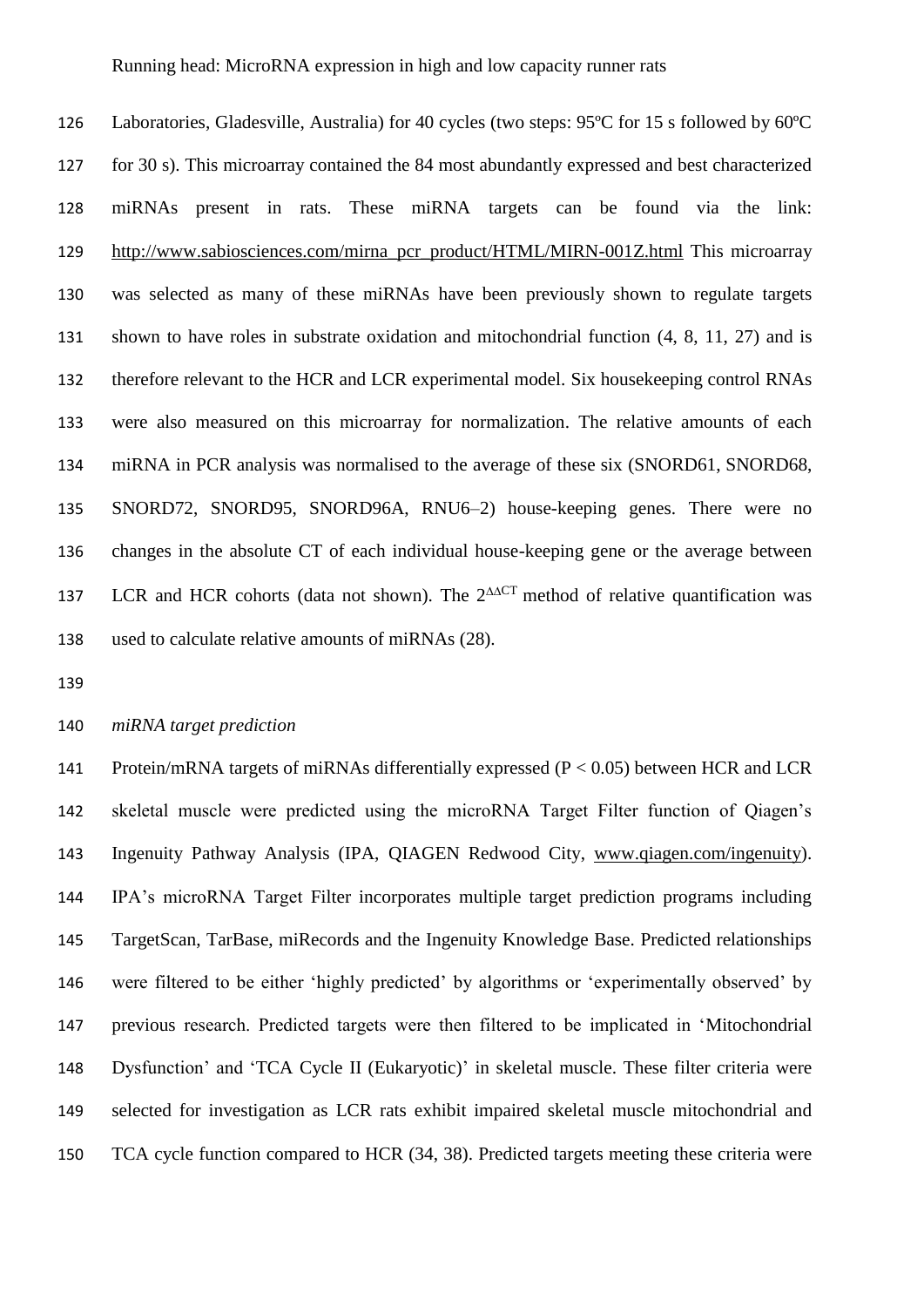Laboratories, Gladesville, Australia) for 40 cycles (two steps: 95ºC for 15 s followed by 60ºC for 30 s). This microarray contained the 84 most abundantly expressed and best characterized miRNAs present in rats. These miRNA targets can be found via the link: http://www.sabiosciences.com/mirna_pcr_product/HTML/MIRN-001Z.html This microarray was selected as many of these miRNAs have been previously shown to regulate targets shown to have roles in substrate oxidation and mitochondrial function (4, 8, 11, 27) and is therefore relevant to the HCR and LCR experimental model. Six housekeeping control RNAs were also measured on this microarray for normalization. The relative amounts of each miRNA in PCR analysis was normalised to the average of these six (SNORD61, SNORD68, SNORD72, SNORD95, SNORD96A, RNU6–2) house-keeping genes. There were no changes in the absolute CT of each individual house-keeping gene or the average between LCR and HCR cohorts (data not shown). The $2^{\Delta\Delta CT}$ method of relative quantification was used to calculate relative amounts of miRNAs (28).

*miRNA target prediction*

Protein/mRNA targets of miRNAs differentially expressed ($P < 0.05$) between HCR and LCR skeletal muscle were predicted using the microRNA Target Filter function of Qiagen's Ingenuity Pathway Analysis (IPA, QIAGEN Redwood City, www.qiagen.com/ingenuity). IPA's microRNA Target Filter incorporates multiple target prediction programs including TargetScan, TarBase, miRecords and the Ingenuity Knowledge Base. Predicted relationships were filtered to be either 'highly predicted' by algorithms or 'experimentally observed' by previous research. Predicted targets were then filtered to be implicated in 'Mitochondrial Dysfunction' and 'TCA Cycle II (Eukaryotic)' in skeletal muscle. These filter criteria were selected for investigation as LCR rats exhibit impaired skeletal muscle mitochondrial and TCA cycle function compared to HCR (34, 38). Predicted targets meeting these criteria were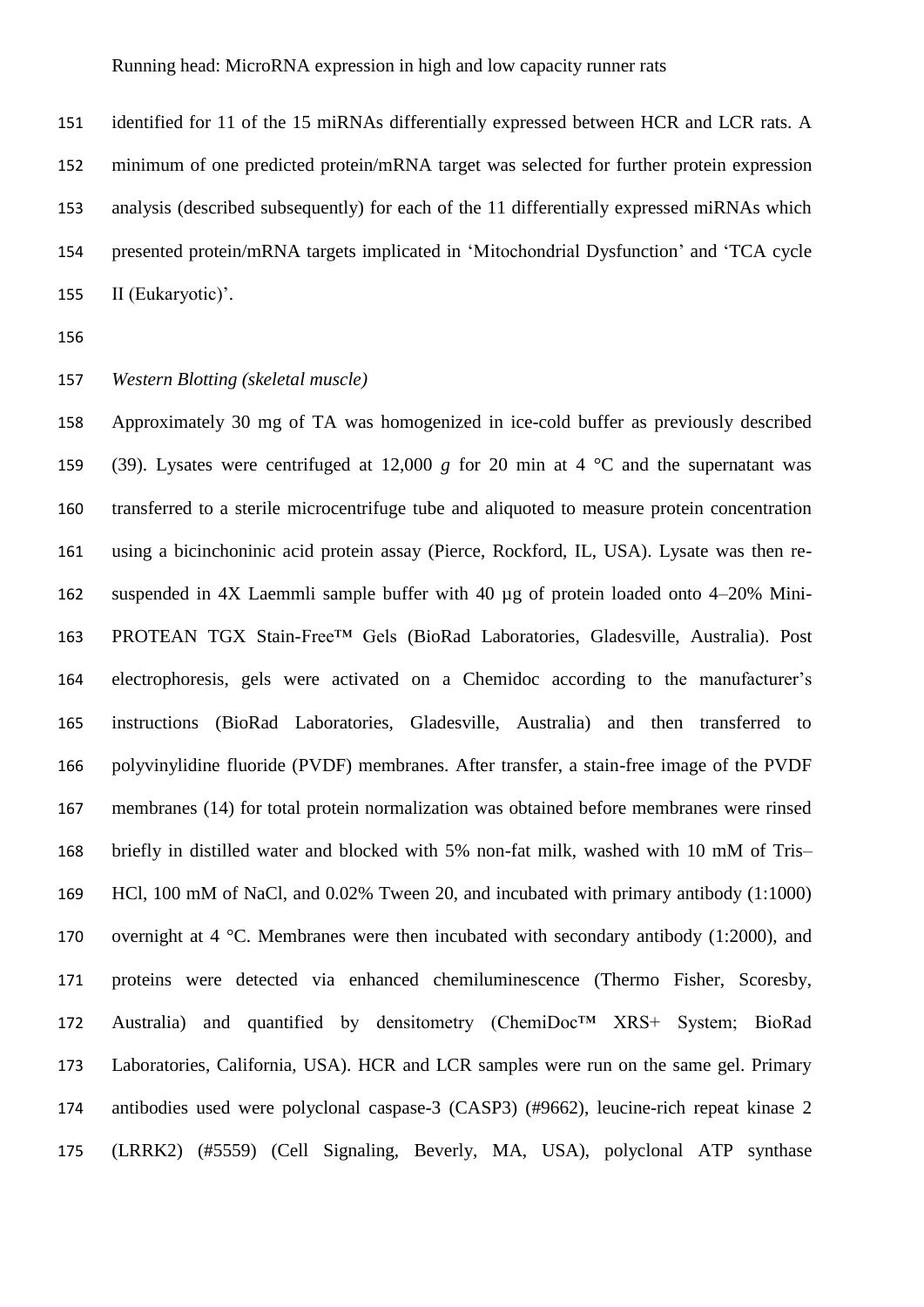identified for 11 of the 15 miRNAs differentially expressed between HCR and LCR rats. A minimum of one predicted protein/mRNA target was selected for further protein expression analysis (described subsequently) for each of the 11 differentially expressed miRNAs which presented protein/mRNA targets implicated in 'Mitochondrial Dysfunction' and 'TCA cycle II (Eukaryotic)'.

*Western Blotting (skeletal muscle)*

Approximately 30 mg of TA was homogenized in ice-cold buffer as previously described (39). Lysates were centrifuged at 12,000 *g* for 20 min at 4 °C and the supernatant was transferred to a sterile microcentrifuge tube and aliquoted to measure protein concentration using a bicinchoninic acid protein assay (Pierce, Rockford, IL, USA). Lysate was then re-suspended in 4X Laemmli sample buffer with 40 µg of protein loaded onto 4–20% Mini-PROTEAN TGX Stain-Free™ Gels (BioRad Laboratories, Gladesville, Australia). Post electrophoresis, gels were activated on a Chemidoc according to the manufacturer's instructions (BioRad Laboratories, Gladesville, Australia) and then transferred to polyvinylidine fluoride (PVDF) membranes. After transfer, a stain-free image of the PVDF membranes (14) for total protein normalization was obtained before membranes were rinsed briefly in distilled water and blocked with 5% non-fat milk, washed with 10 mM of Tris–HCl, 100 mM of NaCl, and 0.02% Tween 20, and incubated with primary antibody (1:1000) overnight at 4 °C. Membranes were then incubated with secondary antibody (1:2000), and proteins were detected via enhanced chemiluminescence (Thermo Fisher, Scoresby, Australia) and quantified by densitometry (ChemiDoc™ XRS+ System; BioRad Laboratories, California, USA). HCR and LCR samples were run on the same gel. Primary antibodies used were polyclonal caspase-3 (CASP3) (#9662), leucine-rich repeat kinase 2 (LRRK2) (#5559) (Cell Signaling, Beverly, MA, USA), polyclonal ATP synthase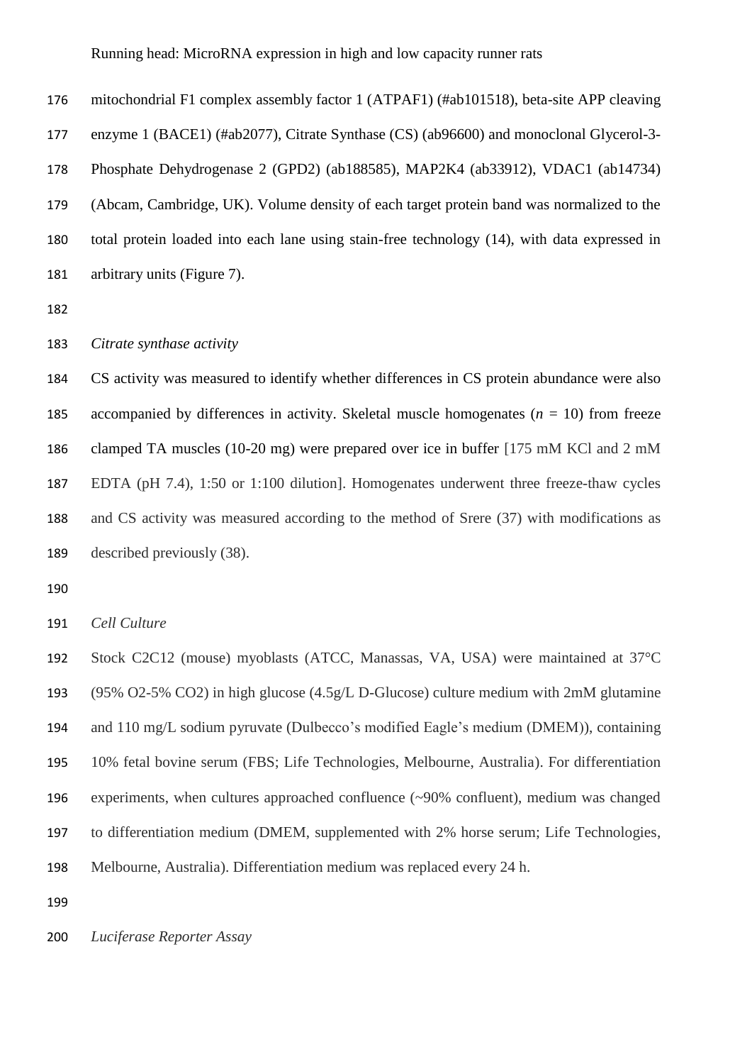mitochondrial F1 complex assembly factor 1 (ATPAF1) (#ab101518), beta-site APP cleaving enzyme 1 (BACE1) (#ab2077), Citrate Synthase (CS) (ab96600) and monoclonal Glycerol-3-Phosphate Dehydrogenase 2 (GPD2) (ab188585), MAP2K4 (ab33912), VDAC1 (ab14734) (Abcam, Cambridge, UK). Volume density of each target protein band was normalized to the total protein loaded into each lane using stain-free technology (14), with data expressed in arbitrary units (Figure 7).

*Citrate synthase activity*

CS activity was measured to identify whether differences in CS protein abundance were also accompanied by differences in activity. Skeletal muscle homogenates ($n$ = 10) from freeze clamped TA muscles (10-20 mg) were prepared over ice in buffer [175 mM KCl and 2 mM EDTA (pH 7.4), 1:50 or 1:100 dilution]. Homogenates underwent three freeze-thaw cycles and CS activity was measured according to the method of Srere (37) with modifications as described previously (38).

*Cell Culture*

Stock C2C12 (mouse) myoblasts (ATCC, Manassas, VA, USA) were maintained at 37°C (95% $O_2$-5% $CO_2$) in high glucose (4.5g/L D-Glucose) culture medium with 2mM glutamine and 110 mg/L sodium pyruvate (Dulbecco's modified Eagle's medium (DMEM)), containing 10% fetal bovine serum (FBS; Life Technologies, Melbourne, Australia). For differentiation experiments, when cultures approached confluence (~90% confluent), medium was changed to differentiation medium (DMEM, supplemented with 2% horse serum; Life Technologies, Melbourne, Australia). Differentiation medium was replaced every 24 h.

*Luciferase Reporter Assay*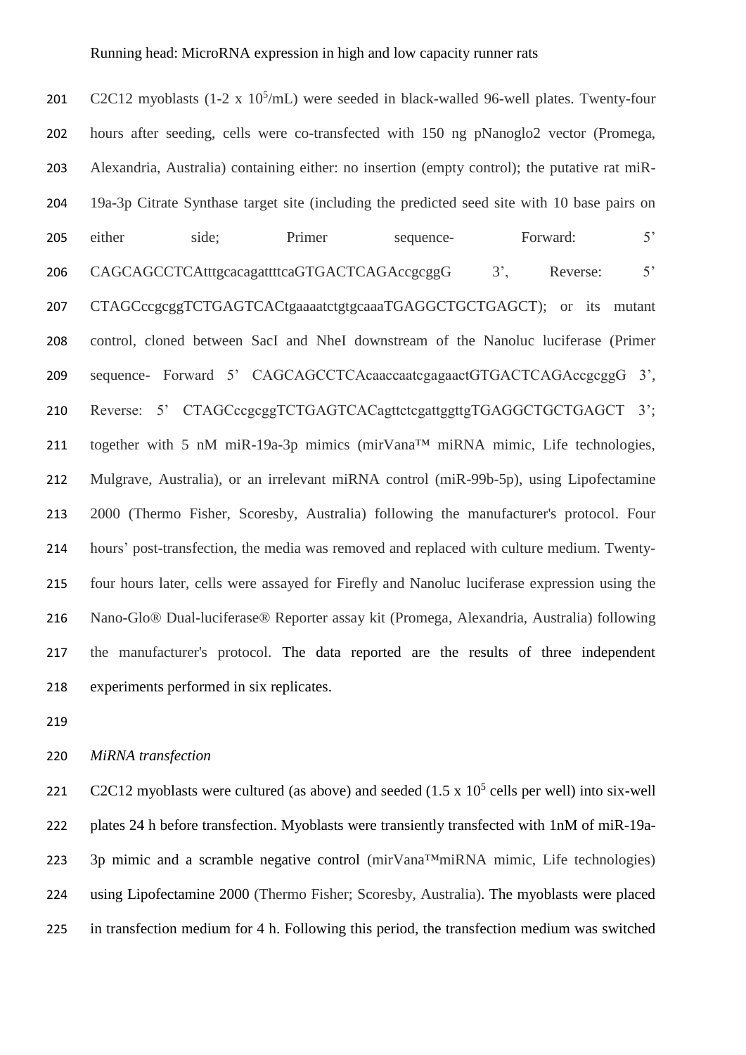C2C12 myoblasts (1-2 x $10^5$/mL) were seeded in black-walled 96-well plates. Twenty-four hours after seeding, cells were co-transfected with 150 ng pNanoglo2 vector (Promega, Alexandria, Australia) containing either: no insertion (empty control); the putative rat miR-19a-3p Citrate Synthase target site (including the predicted seed site with 10 base pairs on either side; Primer sequence- Forward: 5' CAGCAGCCTCAtttgcacagattttcaGTGACTCAGAccgcggG 3', Reverse: 5' CTAGCccgcggTCTGAGTCACtgaaaatctgtgcaaaTGAGGCTGCTGAGCT); or its mutant control, cloned between SacI and NheI downstream of the Nanoluc luciferase (Primer sequence- Forward 5' CAGCAGCCTCAcaaccaatcgagaactGTGACTCAGAccgcggG 3', Reverse: 5' CTAGCccgcggTCTGAGTCACagttctcgattggttgTGAGGCTGCTGAGCT 3'; together with 5 nM miR-19a-3p mimics (mirVana™ miRNA mimic, Life technologies, Mulgrave, Australia), or an irrelevant miRNA control (miR-99b-5p), using Lipofectamine 2000 (Thermo Fisher, Scoresby, Australia) following the manufacturer's protocol. Four hours' post-transfection, the media was removed and replaced with culture medium. Twenty-four hours later, cells were assayed for Firefly and Nanoluc luciferase expression using the Nano-Glo® Dual-luciferase® Reporter assay kit (Promega, Alexandria, Australia) following the manufacturer's protocol. The data reported are the results of three independent experiments performed in six replicates.

*MiRNA transfection*

C2C12 myoblasts were cultured (as above) and seeded (1.5 x $10^5$ cells per well) into six-well plates 24 h before transfection. Myoblasts were transiently transfected with 1nM of miR-19a-3p mimic and a scramble negative control (mirVana™miRNA mimic, Life technologies) using Lipofectamine 2000 (Thermo Fisher; Scoresby, Australia). The myoblasts were placed in transfection medium for 4 h. Following this period, the transfection medium was switched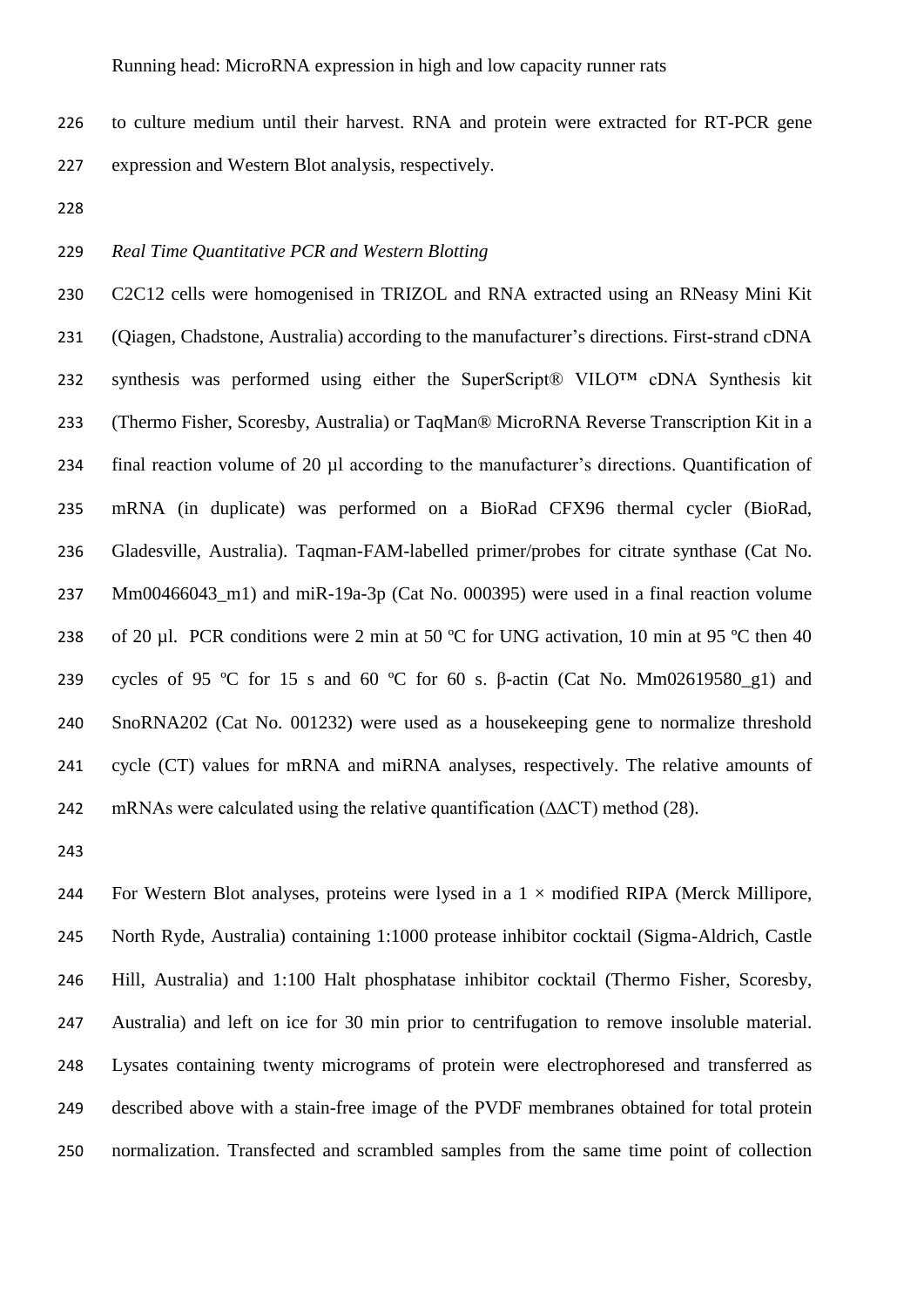to culture medium until their harvest. RNA and protein were extracted for RT-PCR gene expression and Western Blot analysis, respectively.

*Real Time Quantitative PCR and Western Blotting*

C2C12 cells were homogenised in TRIZOL and RNA extracted using an RNeasy Mini Kit (Qiagen, Chadstone, Australia) according to the manufacturer's directions. First-strand cDNA synthesis was performed using either the SuperScript® VILO™ cDNA Synthesis kit (Thermo Fisher, Scoresby, Australia) or TaqMan® MicroRNA Reverse Transcription Kit in a final reaction volume of 20 µl according to the manufacturer's directions. Quantification of mRNA (in duplicate) was performed on a BioRad CFX96 thermal cycler (BioRad, Gladesville, Australia). Taqman-FAM-labelled primer/probes for citrate synthase (Cat No. Mm00466043_m1) and miR-19a-3p (Cat No. 000395) were used in a final reaction volume of 20 µl. PCR conditions were 2 min at 50 ºC for UNG activation, 10 min at 95 ºC then 40 cycles of 95 ºC for 15 s and 60 ºC for 60 s. β-actin (Cat No. Mm02619580_g1) and SnoRNA202 (Cat No. 001232) were used as a housekeeping gene to normalize threshold cycle (CT) values for mRNA and miRNA analyses, respectively. The relative amounts of mRNAs were calculated using the relative quantification (ΔΔCT) method (28).

For Western Blot analyses, proteins were lysed in a 1 × modified RIPA (Merck Millipore, North Ryde, Australia) containing 1:1000 protease inhibitor cocktail (Sigma-Aldrich, Castle Hill, Australia) and 1:100 Halt phosphatase inhibitor cocktail (Thermo Fisher, Scoresby, Australia) and left on ice for 30 min prior to centrifugation to remove insoluble material. Lysates containing twenty micrograms of protein were electrophoresed and transferred as described above with a stain-free image of the PVDF membranes obtained for total protein normalization. Transfected and scrambled samples from the same time point of collection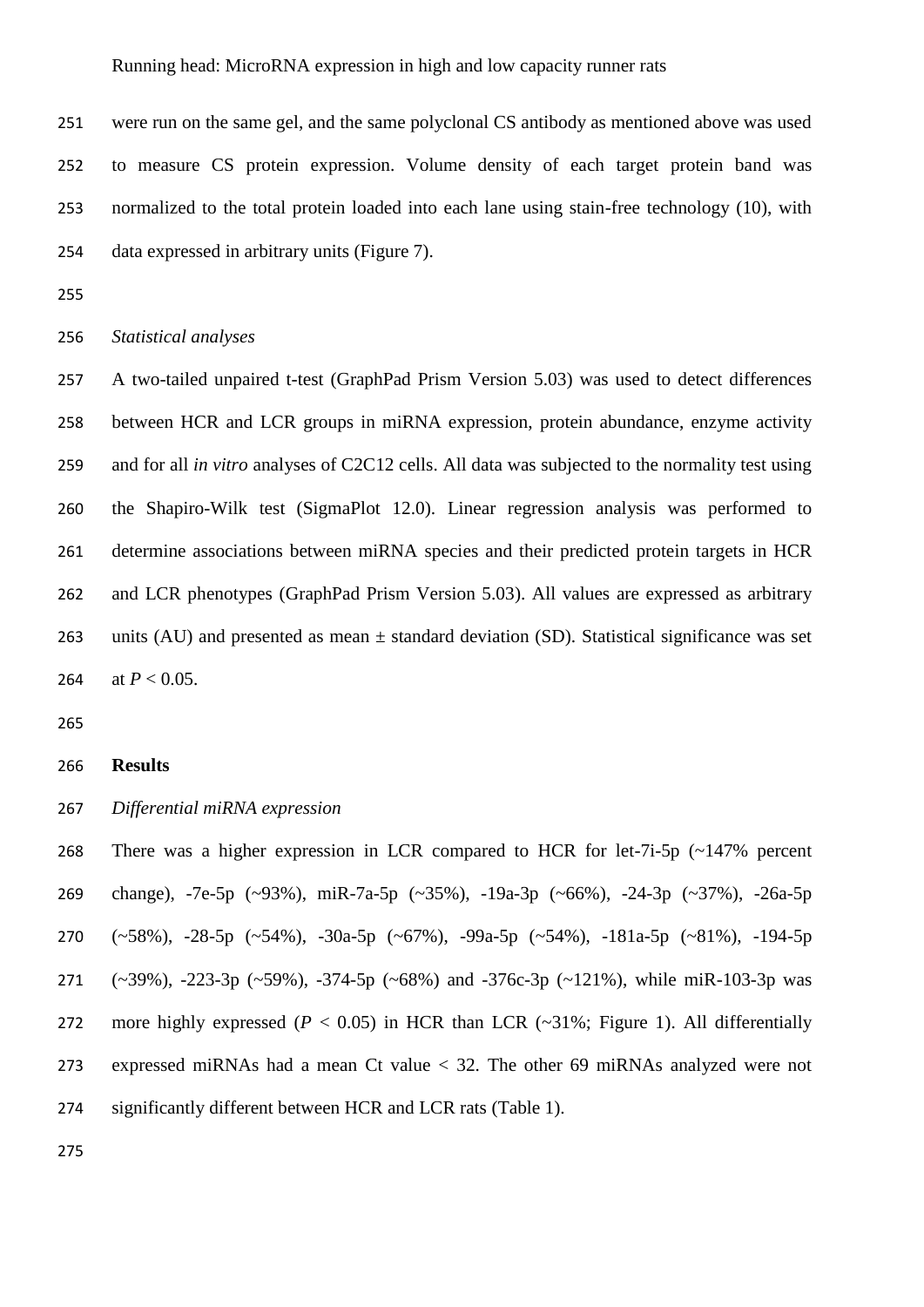were run on the same gel, and the same polyclonal CS antibody as mentioned above was used to measure CS protein expression. Volume density of each target protein band was normalized to the total protein loaded into each lane using stain-free technology (10), with data expressed in arbitrary units (Figure 7).

*Statistical analyses*

A two-tailed unpaired t-test (GraphPad Prism Version 5.03) was used to detect differences between HCR and LCR groups in miRNA expression, protein abundance, enzyme activity and for all *in vitro* analyses of C2C12 cells. All data was subjected to the normality test using the Shapiro-Wilk test (SigmaPlot 12.0). Linear regression analysis was performed to determine associations between miRNA species and their predicted protein targets in HCR and LCR phenotypes (GraphPad Prism Version 5.03). All values are expressed as arbitrary units (AU) and presented as mean ± standard deviation (SD). Statistical significance was set at $P < 0.05$.

## Results

*Differential miRNA expression*

There was a higher expression in LCR compared to HCR for let-7i-5p (~147% percent change), -7e-5p (~93%), miR-7a-5p (~35%), -19a-3p (~66%), -24-3p (~37%), -26a-5p (~58%), -28-5p (~54%), -30a-5p (~67%), -99a-5p (~54%), -181a-5p (~81%), -194-5p (~39%), -223-3p (~59%), -374-5p (~68%) and -376c-3p (~121%), while miR-103-3p was more highly expressed ($P < 0.05$) in HCR than LCR (~31%; Figure 1). All differentially expressed miRNAs had a mean Ct value < 32. The other 69 miRNAs analyzed were not significantly different between HCR and LCR rats (Table 1).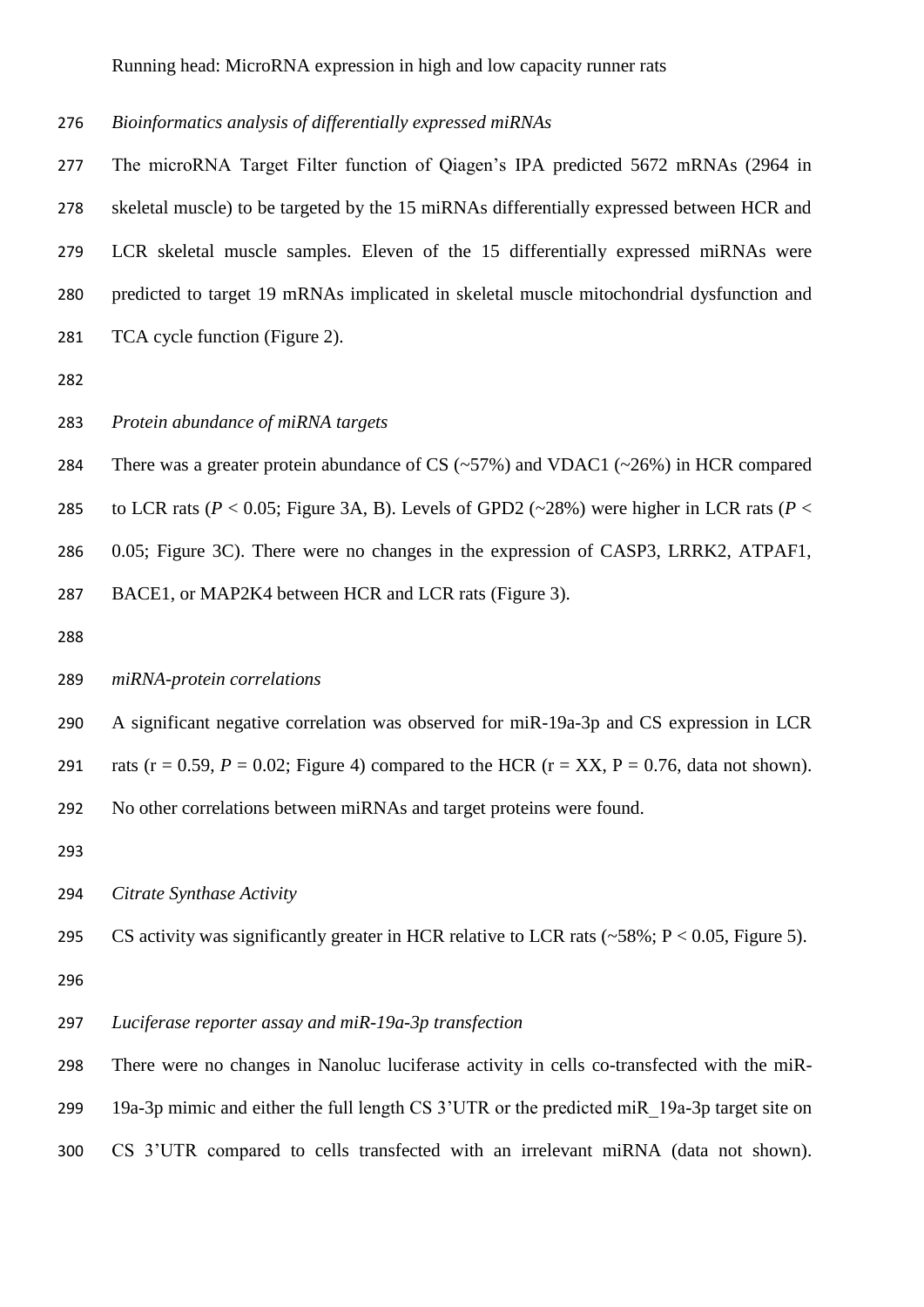*Bioinformatics analysis of differentially expressed miRNAs*

The microRNA Target Filter function of Qiagen's IPA predicted 5672 mRNAs (2964 in skeletal muscle) to be targeted by the 15 miRNAs differentially expressed between HCR and LCR skeletal muscle samples. Eleven of the 15 differentially expressed miRNAs were predicted to target 19 mRNAs implicated in skeletal muscle mitochondrial dysfunction and TCA cycle function (Figure 2).

*Protein abundance of miRNA targets*

There was a greater protein abundance of CS (~57%) and VDAC1 (~26%) in HCR compared to LCR rats ($P < 0.05$; Figure 3A, B). Levels of GPD2 (~28%) were higher in LCR rats ($P < 0.05$; Figure 3C). There were no changes in the expression of CASP3, LRRK2, ATPAF1, BACE1, or MAP2K4 between HCR and LCR rats (Figure 3).

*miRNA-protein correlations*

A significant negative correlation was observed for miR-19a-3p and CS expression in LCR rats ($r = 0.59$, $P = 0.02$; Figure 4) compared to the HCR (r = XX, $P = 0.76$, data not shown). No other correlations between miRNAs and target proteins were found.

*Citrate Synthase Activity*

CS activity was significantly greater in HCR relative to LCR rats (~58%; $P < 0.05$, Figure 5).

*Luciferase reporter assay and miR-19a-3p transfection*

There were no changes in Nanoluc luciferase activity in cells co-transfected with the miR-19a-3p mimic and either the full length CS 3'UTR or the predicted miR_19a-3p target site on CS 3'UTR compared to cells transfected with an irrelevant miRNA (data not shown).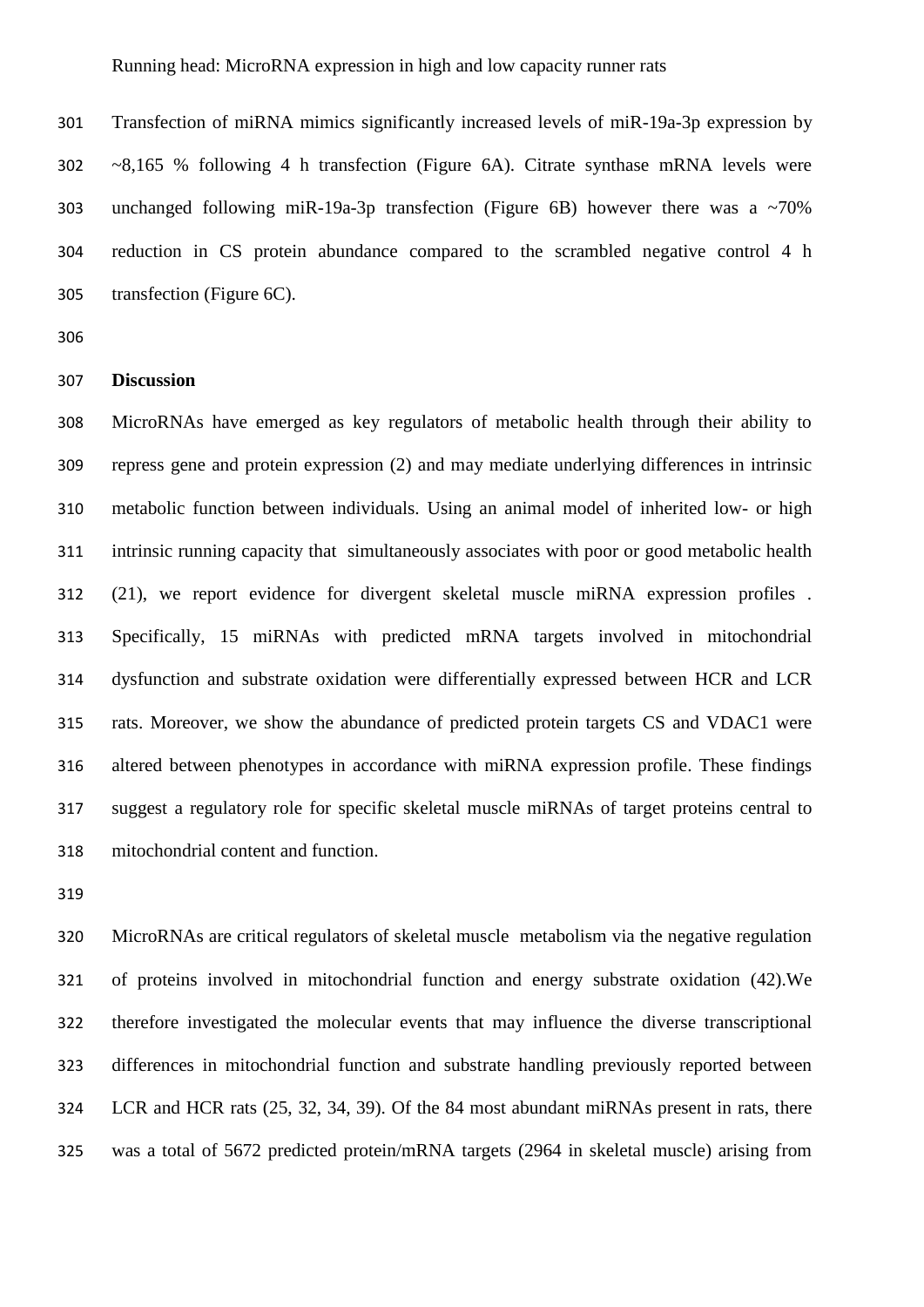Transfection of miRNA mimics significantly increased levels of miR-19a-3p expression by ~8,165 % following 4 h transfection (Figure 6A). Citrate synthase mRNA levels were unchanged following miR-19a-3p transfection (Figure 6B) however there was a ~70% reduction in CS protein abundance compared to the scrambled negative control 4 h transfection (Figure 6C).

## Discussion

MicroRNAs have emerged as key regulators of metabolic health through their ability to repress gene and protein expression (2) and may mediate underlying differences in intrinsic metabolic function between individuals. Using an animal model of inherited low- or high intrinsic running capacity that simultaneously associates with poor or good metabolic health (21), we report evidence for divergent skeletal muscle miRNA expression profiles . Specifically, 15 miRNAs with predicted mRNA targets involved in mitochondrial dysfunction and substrate oxidation were differentially expressed between HCR and LCR rats. Moreover, we show the abundance of predicted protein targets CS and VDAC1 were altered between phenotypes in accordance with miRNA expression profile. These findings suggest a regulatory role for specific skeletal muscle miRNAs of target proteins central to mitochondrial content and function.

MicroRNAs are critical regulators of skeletal muscle metabolism via the negative regulation of proteins involved in mitochondrial function and energy substrate oxidation (42).We therefore investigated the molecular events that may influence the diverse transcriptional differences in mitochondrial function and substrate handling previously reported between LCR and HCR rats (25, 32, 34, 39). Of the 84 most abundant miRNAs present in rats, there was a total of 5672 predicted protein/mRNA targets (2964 in skeletal muscle) arising from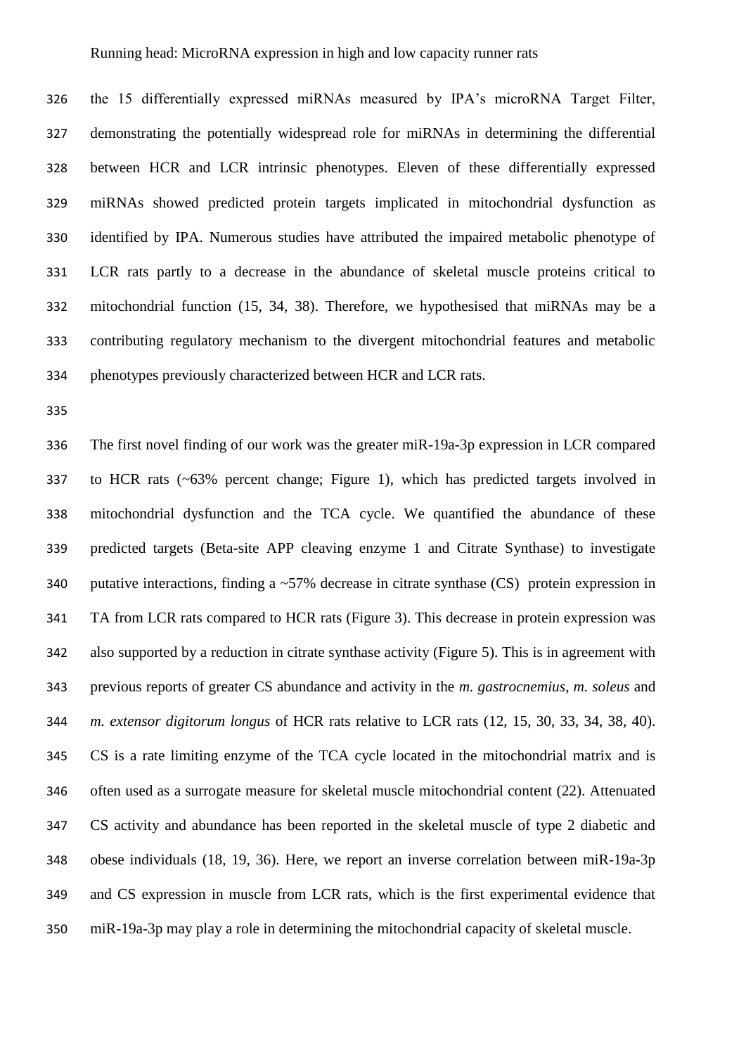the 15 differentially expressed miRNAs measured by IPA's microRNA Target Filter, demonstrating the potentially widespread role for miRNAs in determining the differential between HCR and LCR intrinsic phenotypes. Eleven of these differentially expressed miRNAs showed predicted protein targets implicated in mitochondrial dysfunction as identified by IPA. Numerous studies have attributed the impaired metabolic phenotype of LCR rats partly to a decrease in the abundance of skeletal muscle proteins critical to mitochondrial function (15, 34, 38). Therefore, we hypothesised that miRNAs may be a contributing regulatory mechanism to the divergent mitochondrial features and metabolic phenotypes previously characterized between HCR and LCR rats.

The first novel finding of our work was the greater miR-19a-3p expression in LCR compared to HCR rats (~63% percent change; Figure 1), which has predicted targets involved in mitochondrial dysfunction and the TCA cycle. We quantified the abundance of these predicted targets (Beta-site APP cleaving enzyme 1 and Citrate Synthase) to investigate putative interactions, finding a ~57% decrease in citrate synthase (CS) protein expression in TA from LCR rats compared to HCR rats (Figure 3). This decrease in protein expression was also supported by a reduction in citrate synthase activity (Figure 5). This is in agreement with previous reports of greater CS abundance and activity in the *m. gastrocnemius*, *m. soleus* and *m. extensor digitorum longus* of HCR rats relative to LCR rats (12, 15, 30, 33, 34, 38, 40). CS is a rate limiting enzyme of the TCA cycle located in the mitochondrial matrix and is often used as a surrogate measure for skeletal muscle mitochondrial content (22). Attenuated CS activity and abundance has been reported in the skeletal muscle of type 2 diabetic and obese individuals (18, 19, 36). Here, we report an inverse correlation between miR-19a-3p and CS expression in muscle from LCR rats, which is the first experimental evidence that miR-19a-3p may play a role in determining the mitochondrial capacity of skeletal muscle.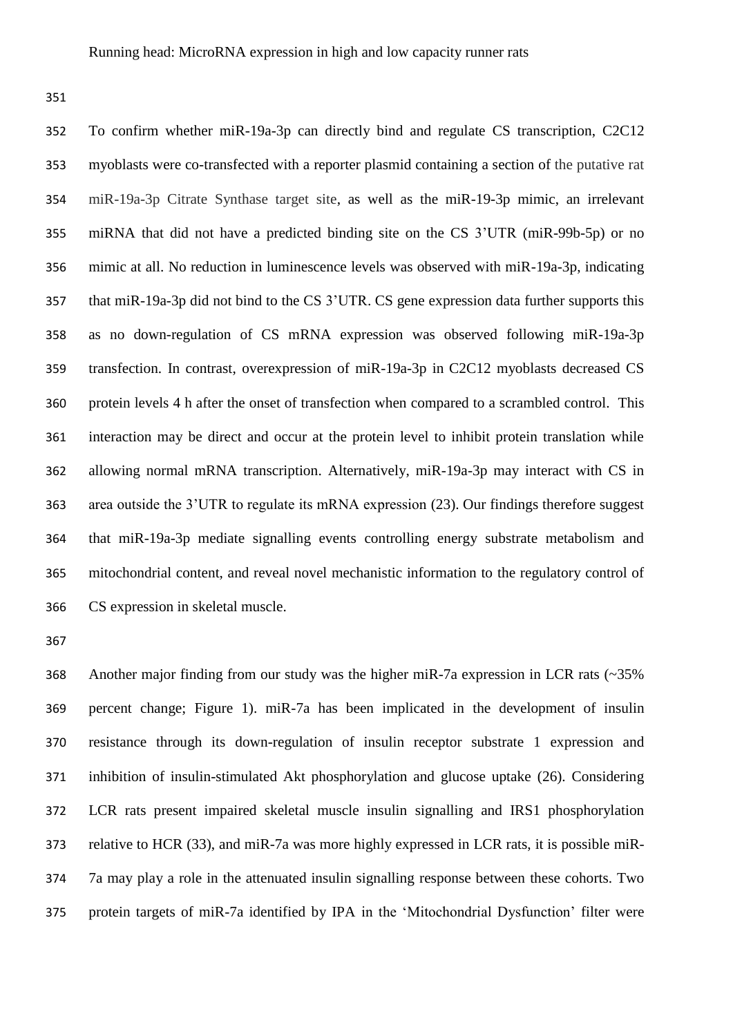To confirm whether miR-19a-3p can directly bind and regulate CS transcription, C2C12 myoblasts were co-transfected with a reporter plasmid containing a section of the putative rat miR-19a-3p Citrate Synthase target site, as well as the miR-19-3p mimic, an irrelevant miRNA that did not have a predicted binding site on the CS 3'UTR (miR-99b-5p) or no mimic at all. No reduction in luminescence levels was observed with miR-19a-3p, indicating that miR-19a-3p did not bind to the CS 3'UTR. CS gene expression data further supports this as no down-regulation of CS mRNA expression was observed following miR-19a-3p transfection. In contrast, overexpression of miR-19a-3p in C2C12 myoblasts decreased CS protein levels 4 h after the onset of transfection when compared to a scrambled control. This interaction may be direct and occur at the protein level to inhibit protein translation while allowing normal mRNA transcription. Alternatively, miR-19a-3p may interact with CS in area outside the 3'UTR to regulate its mRNA expression (23). Our findings therefore suggest that miR-19a-3p mediate signalling events controlling energy substrate metabolism and mitochondrial content, and reveal novel mechanistic information to the regulatory control of CS expression in skeletal muscle.

Another major finding from our study was the higher miR-7a expression in LCR rats (~35% percent change; Figure 1). miR-7a has been implicated in the development of insulin resistance through its down-regulation of insulin receptor substrate 1 expression and inhibition of insulin-stimulated Akt phosphorylation and glucose uptake (26). Considering LCR rats present impaired skeletal muscle insulin signalling and IRS1 phosphorylation relative to HCR (33), and miR-7a was more highly expressed in LCR rats, it is possible miR-7a may play a role in the attenuated insulin signalling response between these cohorts. Two protein targets of miR-7a identified by IPA in the 'Mitochondrial Dysfunction' filter were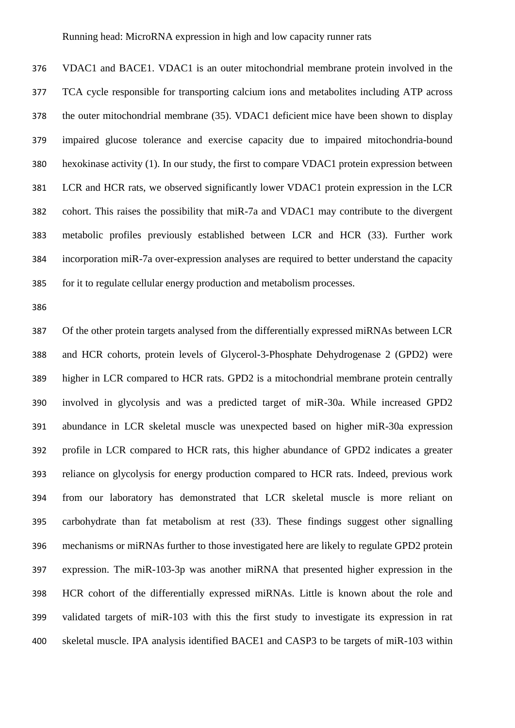VDAC1 and BACE1. VDAC1 is an outer mitochondrial membrane protein involved in the TCA cycle responsible for transporting calcium ions and metabolites including ATP across the outer mitochondrial membrane (35). VDAC1 deficient mice have been shown to display impaired glucose tolerance and exercise capacity due to impaired mitochondria-bound hexokinase activity (1). In our study, the first to compare VDAC1 protein expression between LCR and HCR rats, we observed significantly lower VDAC1 protein expression in the LCR cohort. This raises the possibility that miR-7a and VDAC1 may contribute to the divergent metabolic profiles previously established between LCR and HCR (33). Further work incorporation miR-7a over-expression analyses are required to better understand the capacity for it to regulate cellular energy production and metabolism processes.

Of the other protein targets analysed from the differentially expressed miRNAs between LCR and HCR cohorts, protein levels of Glycerol-3-Phosphate Dehydrogenase 2 (GPD2) were higher in LCR compared to HCR rats. GPD2 is a mitochondrial membrane protein centrally involved in glycolysis and was a predicted target of miR-30a. While increased GPD2 abundance in LCR skeletal muscle was unexpected based on higher miR-30a expression profile in LCR compared to HCR rats, this higher abundance of GPD2 indicates a greater reliance on glycolysis for energy production compared to HCR rats. Indeed, previous work from our laboratory has demonstrated that LCR skeletal muscle is more reliant on carbohydrate than fat metabolism at rest (33). These findings suggest other signalling mechanisms or miRNAs further to those investigated here are likely to regulate GPD2 protein expression. The miR-103-3p was another miRNA that presented higher expression in the HCR cohort of the differentially expressed miRNAs. Little is known about the role and validated targets of miR-103 with this the first study to investigate its expression in rat skeletal muscle. IPA analysis identified BACE1 and CASP3 to be targets of miR-103 within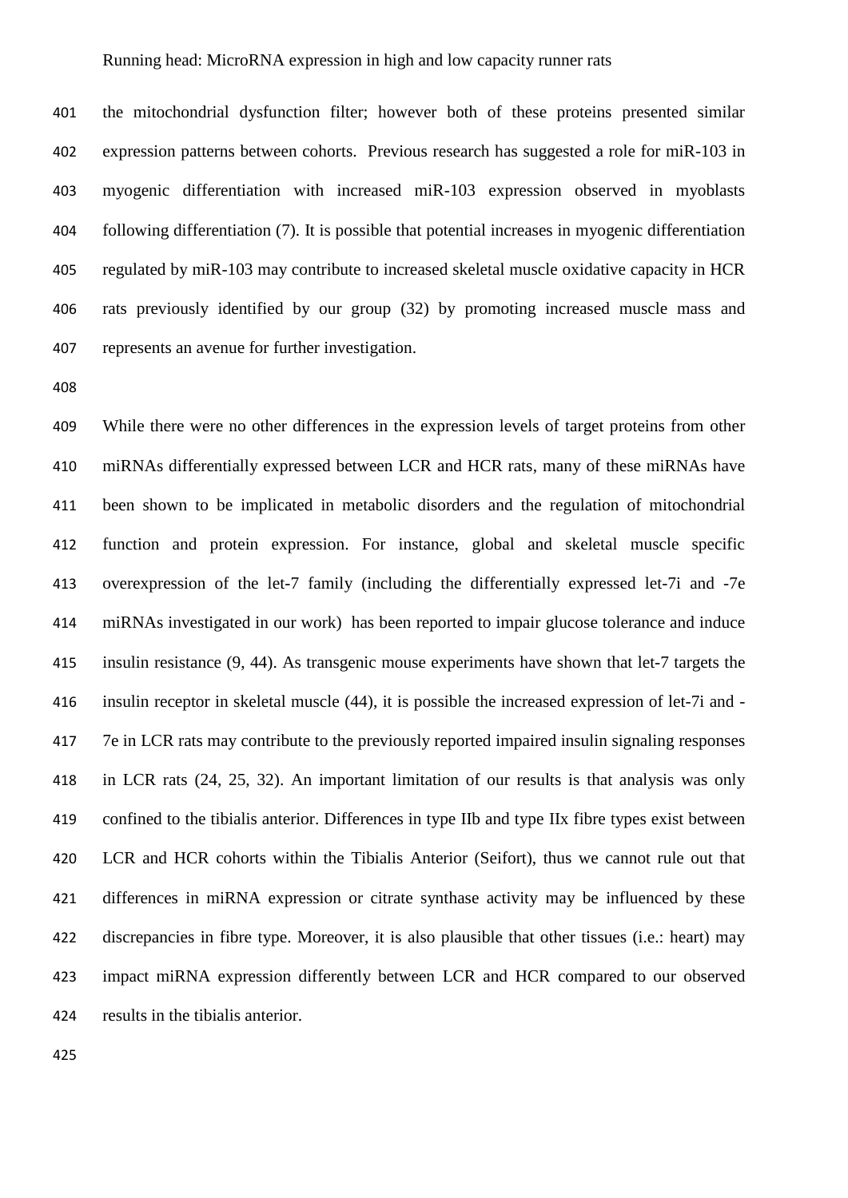the mitochondrial dysfunction filter; however both of these proteins presented similar expression patterns between cohorts. Previous research has suggested a role for miR-103 in myogenic differentiation with increased miR-103 expression observed in myoblasts following differentiation (7). It is possible that potential increases in myogenic differentiation regulated by miR-103 may contribute to increased skeletal muscle oxidative capacity in HCR rats previously identified by our group (32) by promoting increased muscle mass and represents an avenue for further investigation.

While there were no other differences in the expression levels of target proteins from other miRNAs differentially expressed between LCR and HCR rats, many of these miRNAs have been shown to be implicated in metabolic disorders and the regulation of mitochondrial function and protein expression. For instance, global and skeletal muscle specific overexpression of the let-7 family (including the differentially expressed let-7i and -7e miRNAs investigated in our work) has been reported to impair glucose tolerance and induce insulin resistance (9, 44). As transgenic mouse experiments have shown that let-7 targets the insulin receptor in skeletal muscle (44), it is possible the increased expression of let-7i and -7e in LCR rats may contribute to the previously reported impaired insulin signaling responses in LCR rats (24, 25, 32). An important limitation of our results is that analysis was only confined to the tibialis anterior. Differences in type IIb and type IIx fibre types exist between LCR and HCR cohorts within the Tibialis Anterior (Seifort), thus we cannot rule out that differences in miRNA expression or citrate synthase activity may be influenced by these discrepancies in fibre type. Moreover, it is also plausible that other tissues (i.e.: heart) may impact miRNA expression differently between LCR and HCR compared to our observed results in the tibialis anterior.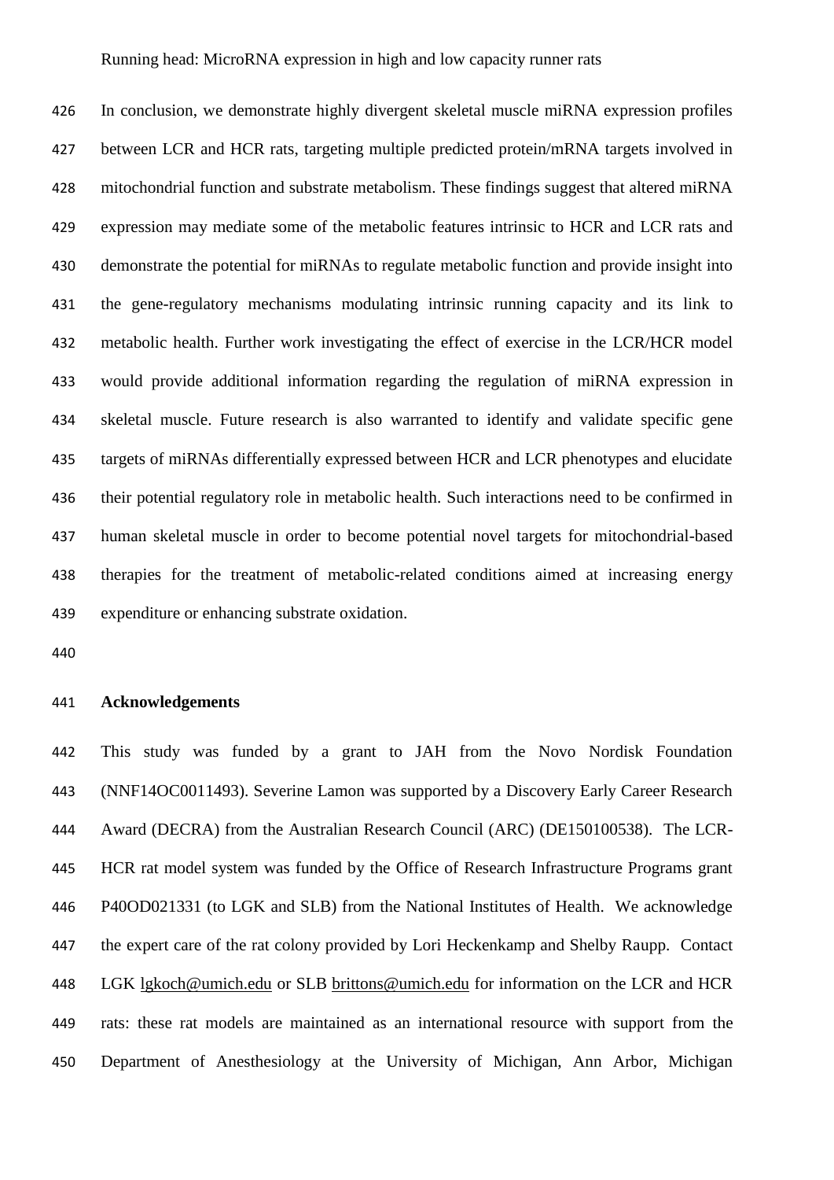In conclusion, we demonstrate highly divergent skeletal muscle miRNA expression profiles between LCR and HCR rats, targeting multiple predicted protein/mRNA targets involved in mitochondrial function and substrate metabolism. These findings suggest that altered miRNA expression may mediate some of the metabolic features intrinsic to HCR and LCR rats and demonstrate the potential for miRNAs to regulate metabolic function and provide insight into the gene-regulatory mechanisms modulating intrinsic running capacity and its link to metabolic health. Further work investigating the effect of exercise in the LCR/HCR model would provide additional information regarding the regulation of miRNA expression in skeletal muscle. Future research is also warranted to identify and validate specific gene targets of miRNAs differentially expressed between HCR and LCR phenotypes and elucidate their potential regulatory role in metabolic health. Such interactions need to be confirmed in human skeletal muscle in order to become potential novel targets for mitochondrial-based therapies for the treatment of metabolic-related conditions aimed at increasing energy expenditure or enhancing substrate oxidation.

## Acknowledgements

This study was funded by a grant to JAH from the Novo Nordisk Foundation (NNF14OC0011493). Severine Lamon was supported by a Discovery Early Career Research Award (DECRA) from the Australian Research Council (ARC) (DE150100538). The LCR-HCR rat model system was funded by the Office of Research Infrastructure Programs grant P40OD021331 (to LGK and SLB) from the National Institutes of Health. We acknowledge the expert care of the rat colony provided by Lori Heckenkamp and Shelby Raupp. Contact LGK lgkoch@umich.edu or SLB brittons@umich.edu for information on the LCR and HCR rats: these rat models are maintained as an international resource with support from the Department of Anesthesiology at the University of Michigan, Ann Arbor, Michigan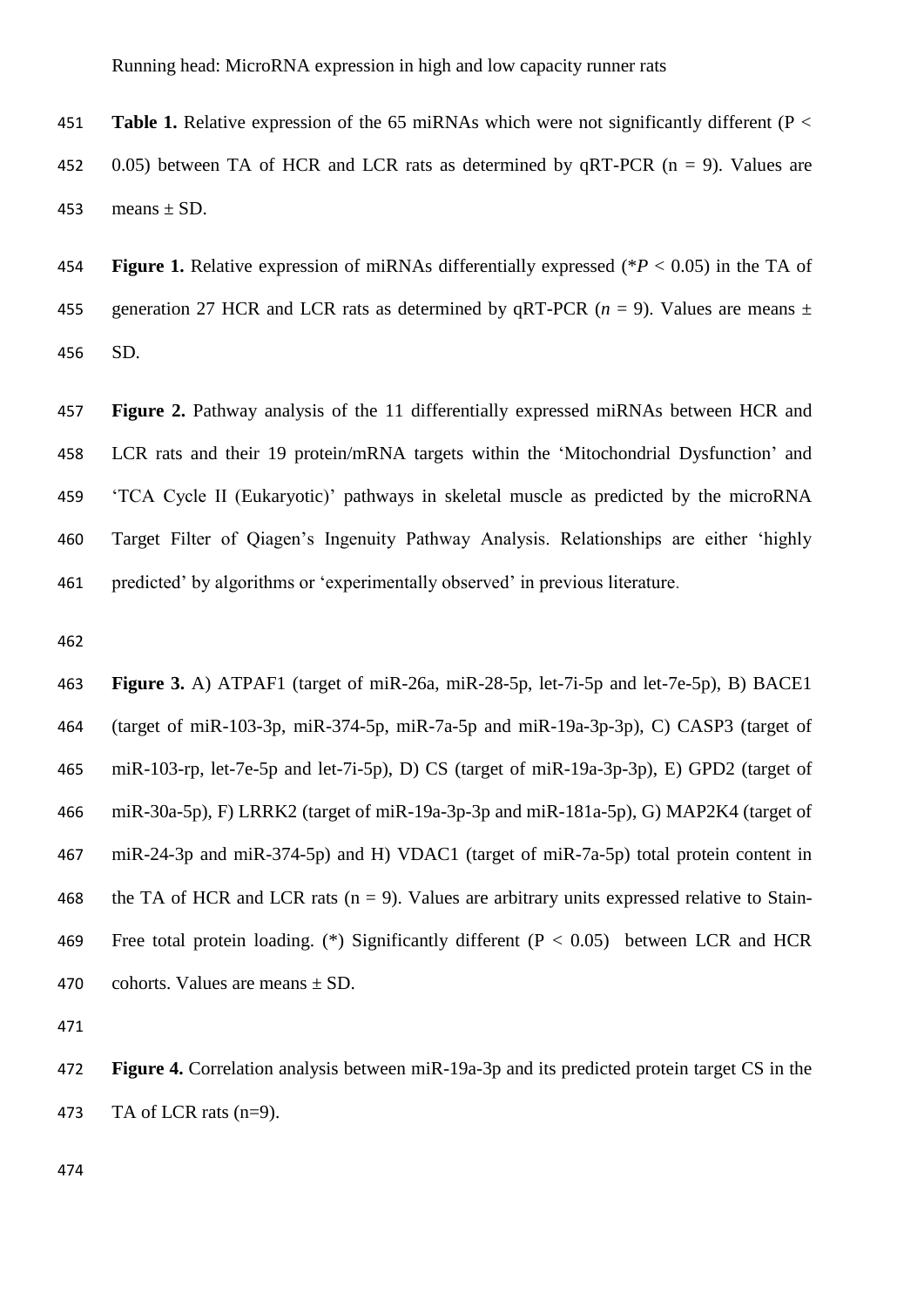**Table 1.** Relative expression of the 65 miRNAs which were not significantly different ($P < 0.05$) between TA of HCR and LCR rats as determined by qRT-PCR ($n = 9$). Values are means ± SD.

**Figure 1.** Relative expression of miRNAs differentially expressed (\*$P < 0.05$) in the TA of generation 27 HCR and LCR rats as determined by qRT-PCR ($n = 9$). Values are means ± SD.

**Figure 2.** Pathway analysis of the 11 differentially expressed miRNAs between HCR and LCR rats and their 19 protein/mRNA targets within the 'Mitochondrial Dysfunction' and 'TCA Cycle II (Eukaryotic)' pathways in skeletal muscle as predicted by the microRNA Target Filter of Qiagen's Ingenuity Pathway Analysis. Relationships are either 'highly predicted' by algorithms or 'experimentally observed' in previous literature.

**Figure 3.** A) ATPAF1 (target of miR-26a, miR-28-5p, let-7i-5p and let-7e-5p), B) BACE1 (target of miR-103-3p, miR-374-5p, miR-7a-5p and miR-19a-3p-3p), C) CASP3 (target of miR-103-rp, let-7e-5p and let-7i-5p), D) CS (target of miR-19a-3p-3p), E) GPD2 (target of miR-30a-5p), F) LRRK2 (target of miR-19a-3p-3p and miR-181a-5p), G) MAP2K4 (target of miR-24-3p and miR-374-5p) and H) VDAC1 (target of miR-7a-5p) total protein content in the TA of HCR and LCR rats ($n = 9$). Values are arbitrary units expressed relative to Stain-Free total protein loading. (\*) Significantly different ($P < 0.05$) between LCR and HCR cohorts. Values are means ± SD.

**Figure 4.** Correlation analysis between miR-19a-3p and its predicted protein target CS in the TA of LCR rats ($n=9$).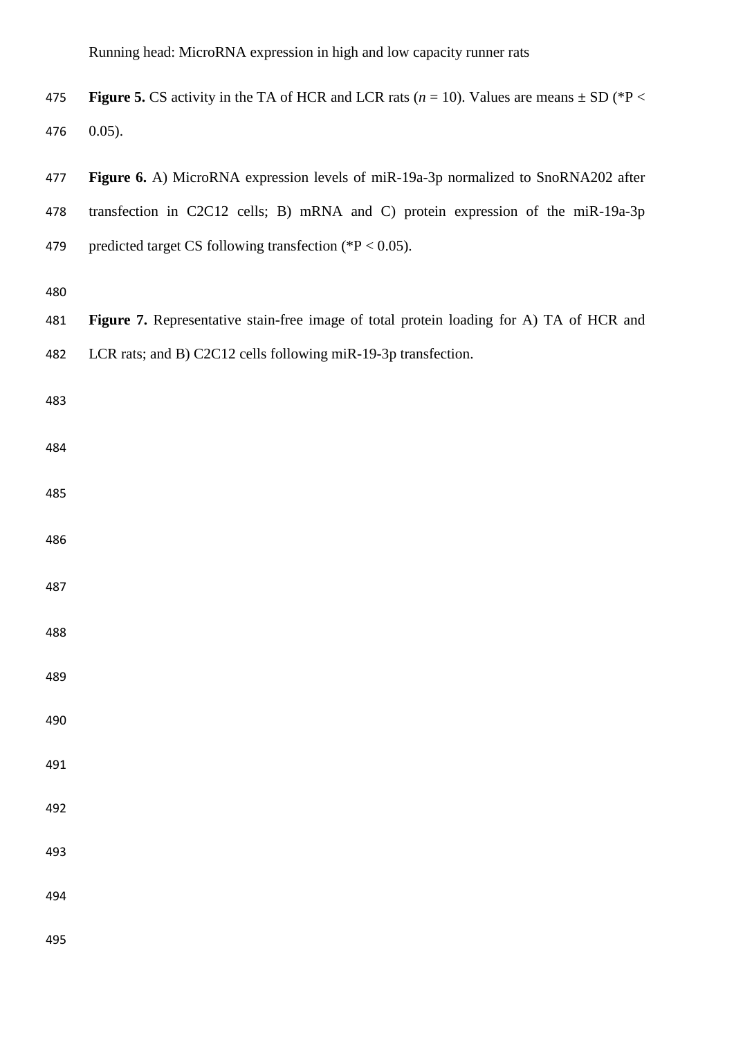**Figure 5.** CS activity in the TA of HCR and LCR rats (*n* = 10). Values are means ± SD (\*$P < 0.05$).

**Figure 6.** A) MicroRNA expression levels of miR-19a-3p normalized to SnoRNA202 after transfection in C2C12 cells; B) mRNA and C) protein expression of the miR-19a-3p predicted target CS following transfection (\*$P < 0.05$).

**Figure 7.** Representative stain-free image of total protein loading for A) TA of HCR and LCR rats; and B) C2C12 cells following miR-19-3p transfection.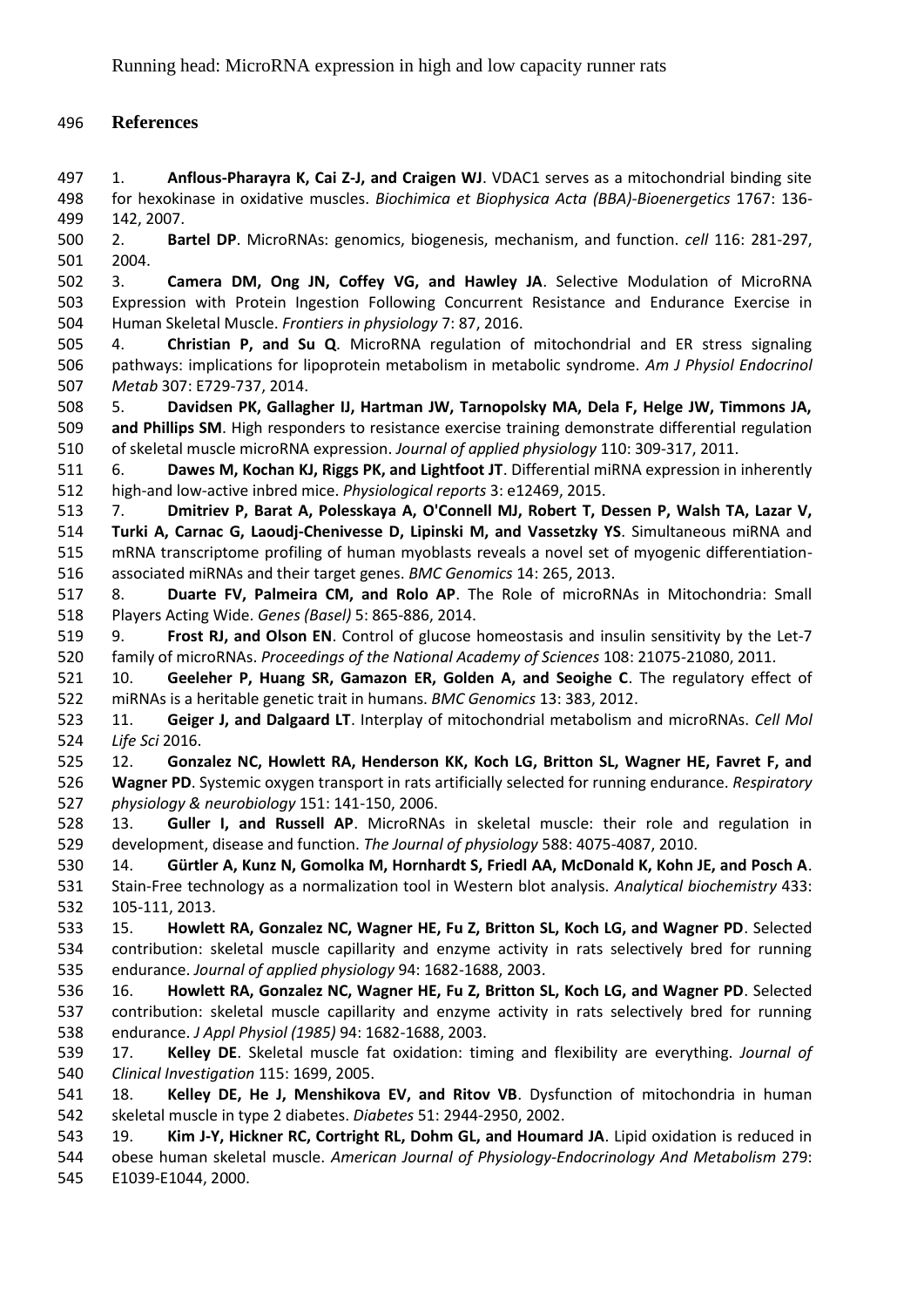## References

1. **Anflous-Pharayra K, Cai Z-J, and Craigen WJ**. VDAC1 serves as a mitochondrial binding site for hexokinase in oxidative muscles. *Biochimica et Biophysica Acta (BBA)-Bioenergetics* 1767: 136-142, 2007.
2. **Bartel DP**. MicroRNAs: genomics, biogenesis, mechanism, and function. *cell* 116: 281-297, 2004.
3. **Camera DM, Ong JN, Coffey VG, and Hawley JA**. Selective Modulation of MicroRNA Expression with Protein Ingestion Following Concurrent Resistance and Endurance Exercise in Human Skeletal Muscle. *Frontiers in physiology* 7: 87, 2016.
4. **Christian P, and Su Q**. MicroRNA regulation of mitochondrial and ER stress signaling pathways: implications for lipoprotein metabolism in metabolic syndrome. *Am J Physiol Endocrinol Metab* 307: E729-737, 2014.
5. **Davidsen PK, Gallagher IJ, Hartman JW, Tarnopolsky MA, Dela F, Helge JW, Timmons JA, and Phillips SM**. High responders to resistance exercise training demonstrate differential regulation of skeletal muscle microRNA expression. *Journal of applied physiology* 110: 309-317, 2011.
6. **Dawes M, Kochan KJ, Riggs PK, and Lightfoot JT**. Differential miRNA expression in inherently high-and low-active inbred mice. *Physiological reports* 3: e12469, 2015.
7. **Dmitriev P, Barat A, Polesskaya A, O'Connell MJ, Robert T, Dessen P, Walsh TA, Lazar V, Turki A, Carnac G, Laoudj-Chenivesse D, Lipinski M, and Vassetzky YS**. Simultaneous miRNA and mRNA transcriptome profiling of human myoblasts reveals a novel set of myogenic differentiation-associated miRNAs and their target genes. *BMC Genomics* 14: 265, 2013.
8. **Duarte FV, Palmeira CM, and Rolo AP**. The Role of microRNAs in Mitochondria: Small Players Acting Wide. *Genes (Basel)* 5: 865-886, 2014.
9. **Frost RJ, and Olson EN**. Control of glucose homeostasis and insulin sensitivity by the Let-7 family of microRNAs. *Proceedings of the National Academy of Sciences* 108: 21075-21080, 2011.
10. **Geeleher P, Huang SR, Gamazon ER, Golden A, and Seoighe C**. The regulatory effect of miRNAs is a heritable genetic trait in humans. *BMC Genomics* 13: 383, 2012.
11. **Geiger J, and Dalgaard LT**. Interplay of mitochondrial metabolism and microRNAs. *Cell Mol Life Sci* 2016.
12. **Gonzalez NC, Howlett RA, Henderson KK, Koch LG, Britton SL, Wagner HE, Favret F, and Wagner PD**. Systemic oxygen transport in rats artificially selected for running endurance. *Respiratory physiology & neurobiology* 151: 141-150, 2006.
13. **Guller I, and Russell AP**. MicroRNAs in skeletal muscle: their role and regulation in development, disease and function. *The Journal of physiology* 588: 4075-4087, 2010.
14. **Gürtler A, Kunz N, Gomolka M, Hornhardt S, Friedl AA, McDonald K, Kohn JE, and Posch A**. Stain-Free technology as a normalization tool in Western blot analysis. *Analytical biochemistry* 433: 105-111, 2013.
15. **Howlett RA, Gonzalez NC, Wagner HE, Fu Z, Britton SL, Koch LG, and Wagner PD**. Selected contribution: skeletal muscle capillarity and enzyme activity in rats selectively bred for running endurance. *Journal of applied physiology* 94: 1682-1688, 2003.
16. **Howlett RA, Gonzalez NC, Wagner HE, Fu Z, Britton SL, Koch LG, and Wagner PD**. Selected contribution: skeletal muscle capillarity and enzyme activity in rats selectively bred for running endurance. *J Appl Physiol (1985)* 94: 1682-1688, 2003.
17. **Kelley DE**. Skeletal muscle fat oxidation: timing and flexibility are everything. *Journal of Clinical Investigation* 115: 1699, 2005.
18. **Kelley DE, He J, Menshikova EV, and Ritov VB**. Dysfunction of mitochondria in human skeletal muscle in type 2 diabetes. *Diabetes* 51: 2944-2950, 2002.
19. **Kim J-Y, Hickner RC, Cortright RL, Dohm GL, and Houmard JA**. Lipid oxidation is reduced in obese human skeletal muscle. *American Journal of Physiology-Endocrinology And Metabolism* 279: E1039-E1044, 2000.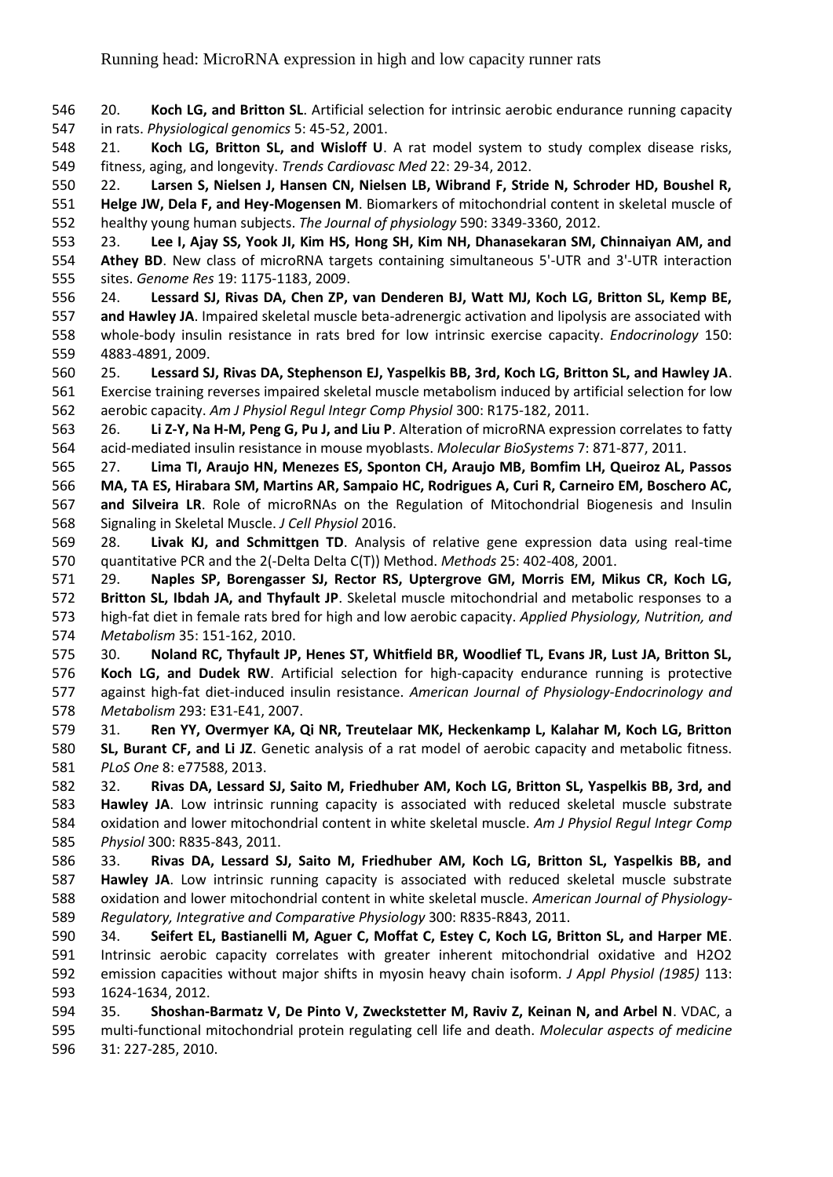20. **Koch LG, and Britton SL**. Artificial selection for intrinsic aerobic endurance running capacity in rats. *Physiological genomics* 5: 45-52, 2001.

21. **Koch LG, Britton SL, and Wisloff U**. A rat model system to study complex disease risks, fitness, aging, and longevity. *Trends Cardiovasc Med* 22: 29-34, 2012.

22. **Larsen S, Nielsen J, Hansen CN, Nielsen LB, Wibrand F, Stride N, Schroder HD, Boushel R, Helge JW, Dela F, and Hey-Mogensen M**. Biomarkers of mitochondrial content in skeletal muscle of healthy young human subjects. *The Journal of physiology* 590: 3349-3360, 2012.

23. **Lee I, Ajay SS, Yook JI, Kim HS, Hong SH, Kim NH, Dhanasekaran SM, Chinnaiyan AM, and Athey BD**. New class of microRNA targets containing simultaneous 5'-UTR and 3'-UTR interaction sites. *Genome Res* 19: 1175-1183, 2009.

24. **Lessard SJ, Rivas DA, Chen ZP, van Denderen BJ, Watt MJ, Koch LG, Britton SL, Kemp BE, and Hawley JA**. Impaired skeletal muscle beta-adrenergic activation and lipolysis are associated with whole-body insulin resistance in rats bred for low intrinsic exercise capacity. *Endocrinology* 150: 4883-4891, 2009.

25. **Lessard SJ, Rivas DA, Stephenson EJ, Yaspelkis BB, 3rd, Koch LG, Britton SL, and Hawley JA**. Exercise training reverses impaired skeletal muscle metabolism induced by artificial selection for low aerobic capacity. *Am J Physiol Regul Integr Comp Physiol* 300: R175-182, 2011.

26. **Li Z-Y, Na H-M, Peng G, Pu J, and Liu P**. Alteration of microRNA expression correlates to fatty acid-mediated insulin resistance in mouse myoblasts. *Molecular BioSystems* 7: 871-877, 2011.

27. **Lima TI, Araujo HN, Menezes ES, Sponton CH, Araujo MB, Bomfim LH, Queiroz AL, Passos MA, TA ES, Hirabara SM, Martins AR, Sampaio HC, Rodrigues A, Curi R, Carneiro EM, Boschero AC, and Silveira LR**. Role of microRNAs on the Regulation of Mitochondrial Biogenesis and Insulin Signaling in Skeletal Muscle. *J Cell Physiol* 2016.

28. **Livak KJ, and Schmittgen TD**. Analysis of relative gene expression data using real-time quantitative PCR and the 2(-Delta Delta C(T)) Method. *Methods* 25: 402-408, 2001.

29. **Naples SP, Borengasser SJ, Rector RS, Uptergrove GM, Morris EM, Mikus CR, Koch LG, Britton SL, Ibdah JA, and Thyfault JP**. Skeletal muscle mitochondrial and metabolic responses to a high-fat diet in female rats bred for high and low aerobic capacity. *Applied Physiology, Nutrition, and Metabolism* 35: 151-162, 2010.

30. **Noland RC, Thyfault JP, Henes ST, Whitfield BR, Woodlief TL, Evans JR, Lust JA, Britton SL, Koch LG, and Dudek RW**. Artificial selection for high-capacity endurance running is protective against high-fat diet-induced insulin resistance. *American Journal of Physiology-Endocrinology and Metabolism* 293: E31-E41, 2007.

31. **Ren YY, Overmyer KA, Qi NR, Treutelaar MK, Heckenkamp L, Kalahar M, Koch LG, Britton SL, Burant CF, and Li JZ**. Genetic analysis of a rat model of aerobic capacity and metabolic fitness. *PLoS One* 8: e77588, 2013.

32. **Rivas DA, Lessard SJ, Saito M, Friedhuber AM, Koch LG, Britton SL, Yaspelkis BB, 3rd, and Hawley JA**. Low intrinsic running capacity is associated with reduced skeletal muscle substrate oxidation and lower mitochondrial content in white skeletal muscle. *Am J Physiol Regul Integr Comp Physiol* 300: R835-843, 2011.

33. **Rivas DA, Lessard SJ, Saito M, Friedhuber AM, Koch LG, Britton SL, Yaspelkis BB, and Hawley JA**. Low intrinsic running capacity is associated with reduced skeletal muscle substrate oxidation and lower mitochondrial content in white skeletal muscle. *American Journal of Physiology-Regulatory, Integrative and Comparative Physiology* 300: R835-R843, 2011.

34. **Seifert EL, Bastianelli M, Aguer C, Moffat C, Estey C, Koch LG, Britton SL, and Harper ME**. Intrinsic aerobic capacity correlates with greater inherent mitochondrial oxidative and H2O2 emission capacities without major shifts in myosin heavy chain isoform. *J Appl Physiol (1985)* 113: 1624-1634, 2012.

35. **Shoshan-Barmatz V, De Pinto V, Zweckstetter M, Raviv Z, Keinan N, and Arbel N**. VDAC, a multi-functional mitochondrial protein regulating cell life and death. *Molecular aspects of medicine* 31: 227-285, 2010.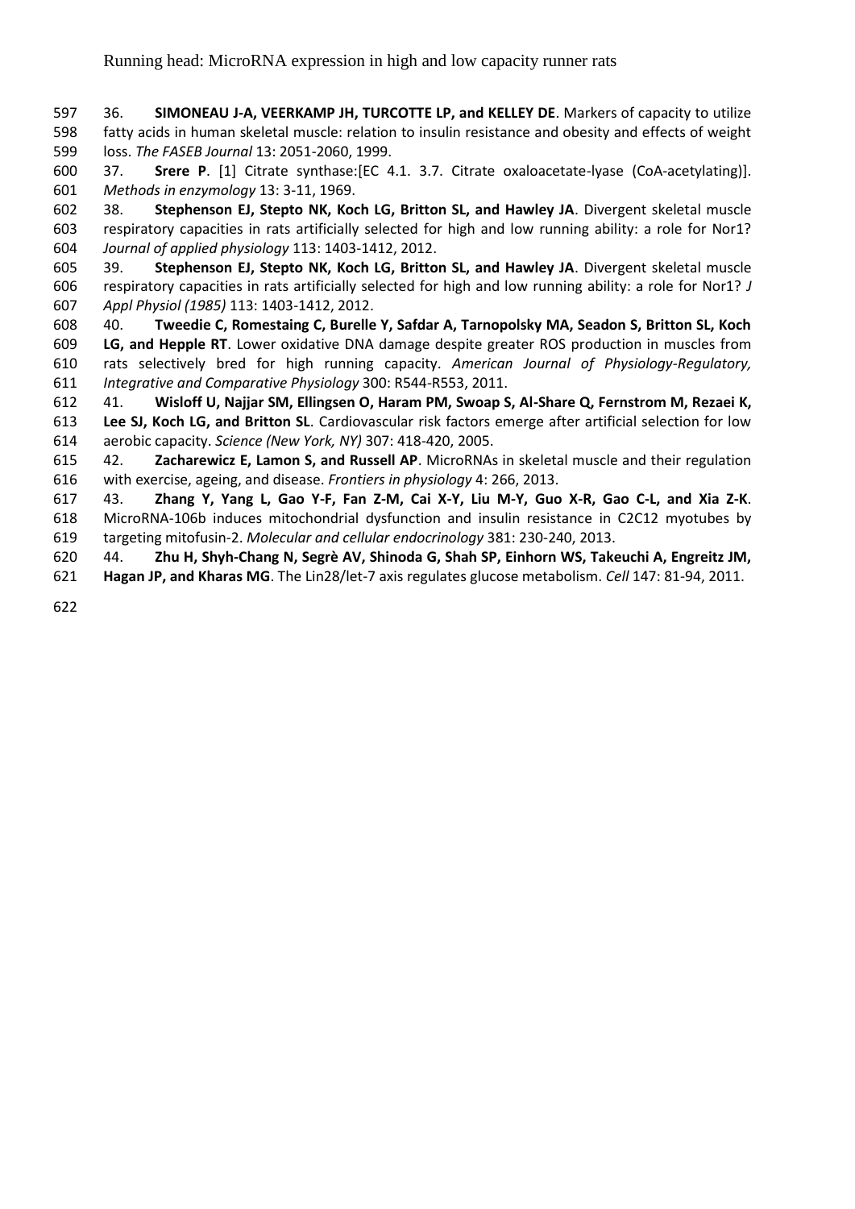36. **SIMONEAU J-A, VEERKAMP JH, TURCOTTE LP, and KELLEY DE**. Markers of capacity to utilize fatty acids in human skeletal muscle: relation to insulin resistance and obesity and effects of weight loss. *The FASEB Journal* 13: 2051-2060, 1999.

37. **Srere P**. [1] Citrate synthase:[EC 4.1. 3.7. Citrate oxaloacetate-lyase (CoA-acetylating)]. *Methods in enzymology* 13: 3-11, 1969.

38. **Stephenson EJ, Stepto NK, Koch LG, Britton SL, and Hawley JA**. Divergent skeletal muscle respiratory capacities in rats artificially selected for high and low running ability: a role for Nor1? *Journal of applied physiology* 113: 1403-1412, 2012.

39. **Stephenson EJ, Stepto NK, Koch LG, Britton SL, and Hawley JA**. Divergent skeletal muscle respiratory capacities in rats artificially selected for high and low running ability: a role for Nor1? *J Appl Physiol (1985)* 113: 1403-1412, 2012.

40. **Tweedie C, Romestaing C, Burelle Y, Safdar A, Tarnopolsky MA, Seadon S, Britton SL, Koch LG, and Hepple RT**. Lower oxidative DNA damage despite greater ROS production in muscles from rats selectively bred for high running capacity. *American Journal of Physiology-Regulatory, Integrative and Comparative Physiology* 300: R544-R553, 2011.

41. **Wisloff U, Najjar SM, Ellingsen O, Haram PM, Swoap S, Al-Share Q, Fernstrom M, Rezaei K, Lee SJ, Koch LG, and Britton SL**. Cardiovascular risk factors emerge after artificial selection for low aerobic capacity. *Science (New York, NY)* 307: 418-420, 2005.

42. **Zacharewicz E, Lamon S, and Russell AP**. MicroRNAs in skeletal muscle and their regulation with exercise, ageing, and disease. *Frontiers in physiology* 4: 266, 2013.

43. **Zhang Y, Yang L, Gao Y-F, Fan Z-M, Cai X-Y, Liu M-Y, Guo X-R, Gao C-L, and Xia Z-K**. MicroRNA-106b induces mitochondrial dysfunction and insulin resistance in C2C12 myotubes by targeting mitofusin-2. *Molecular and cellular endocrinology* 381: 230-240, 2013.

44. **Zhu H, Shyh-Chang N, Segrè AV, Shinoda G, Shah SP, Einhorn WS, Takeuchi A, Engreitz JM, Hagan JP, and Kharas MG**. The Lin28/let-7 axis regulates glucose metabolism. *Cell* 147: 81-94, 2011.